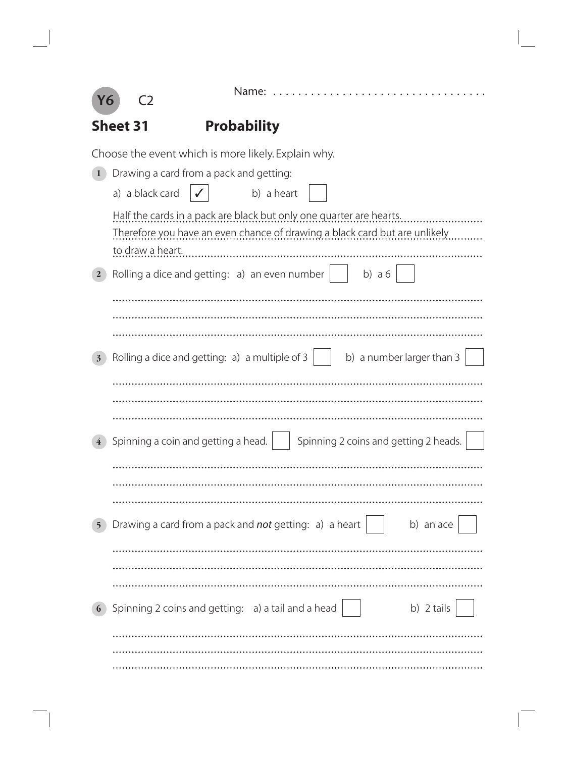**Y6** C2

Name: . . . . . . . . . . . . . . . . . . . . . . . . . . . . . . . . .

## Sheet 31 Probability

Choose the event which is more likely. Explain why.

1. Drawing a card from a pack and getting:

   a) a black card ✓  b) a heart ☐

   Half the cards in a pack are black but only one quarter are hearts. Therefore you have an even chance of drawing a black card but are unlikely to draw a heart.

2. Rolling a dice and getting: a) an even number ☐ b) a 6 ☐

   ..........................................................................................................

   ..........................................................................................................

   ..........................................................................................................

3. Rolling a dice and getting: a) a multiple of 3 ☐ b) a number larger than 3 ☐

   ..........................................................................................................

   ..........................................................................................................

   ..........................................................................................................

4. Spinning a coin and getting a head. ☐ Spinning 2 coins and getting 2 heads. ☐

   ..........................................................................................................

   ..........................................................................................................

   ..........................................................................................................

5. Drawing a card from a pack and *not* getting: a) a heart ☐ b) an ace ☐

   ..........................................................................................................

   ..........................................................................................................

   ..........................................................................................................

6. Spinning 2 coins and getting: a) a tail and a head ☐ b) 2 tails ☐

   ..........................................................................................................

   ..........................................................................................................

   ..........................................................................................................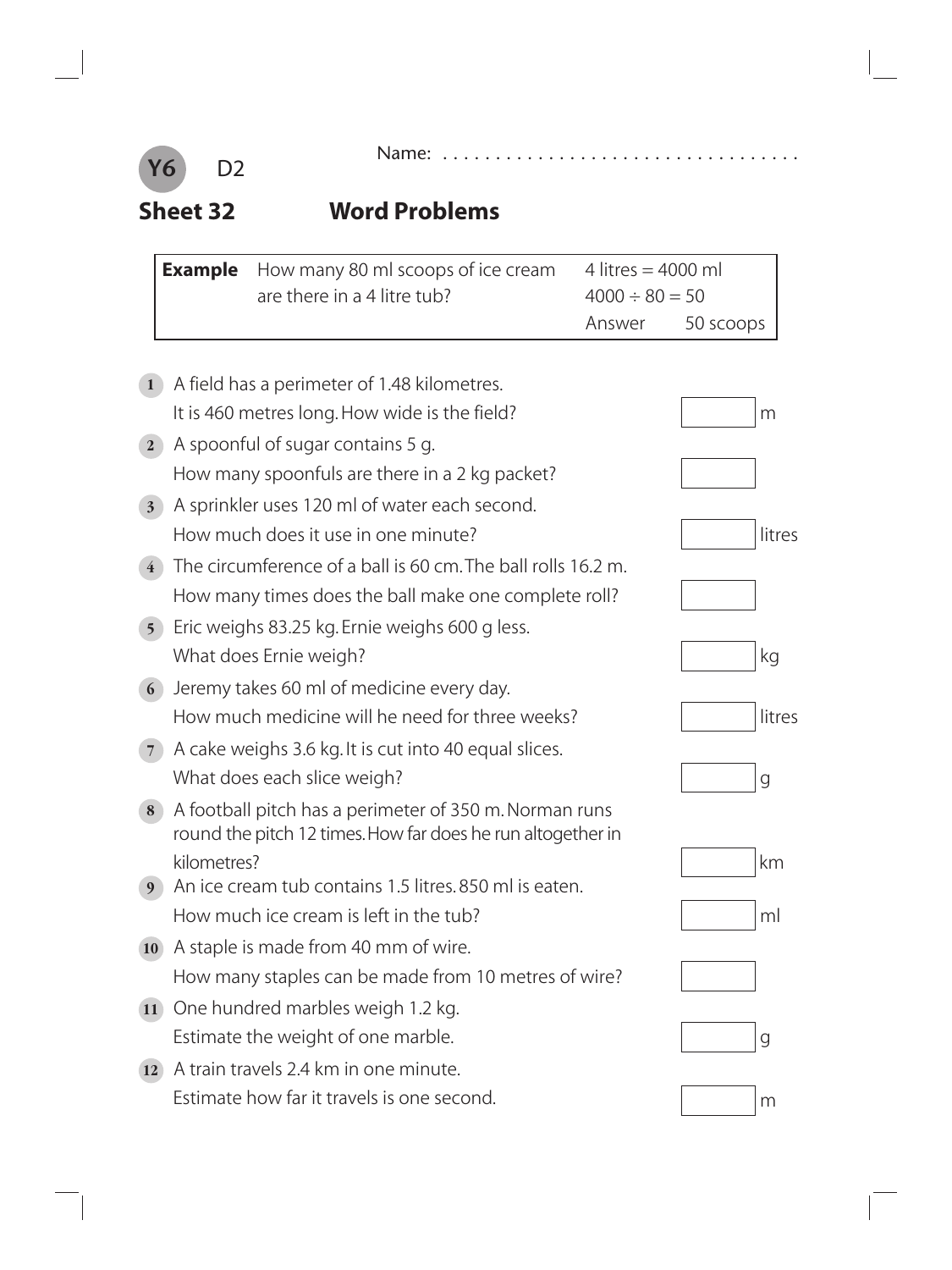**Y6** D2

Name: ...................................

## Sheet 32 Word Problems

| **Example** How many 80 ml scoops of ice cream are there in a 4 litre tub? | 4 litres = 4000 ml <br> 4000 ÷ 80 = 50 <br> Answer 50 scoops |
|---|---|

1. A field has a perimeter of 1.48 kilometres.
   It is 460 metres long. How wide is the field? ______ m

2. A spoonful of sugar contains 5 g.
   How many spoonfuls are there in a 2 kg packet? ______

3. A sprinkler uses 120 ml of water each second.
   How much does it use in one minute? ______ litres

4. The circumference of a ball is 60 cm. The ball rolls 16.2 m.
   How many times does the ball make one complete roll? ______

5. Eric weighs 83.25 kg. Ernie weighs 600 g less.
   What does Ernie weigh? ______ kg

6. Jeremy takes 60 ml of medicine every day.
   How much medicine will he need for three weeks? ______ litres

7. A cake weighs 3.6 kg. It is cut into 40 equal slices.
   What does each slice weigh? ______ g

8. A football pitch has a perimeter of 350 m. Norman runs round the pitch 12 times. How far does he run altogether in kilometres? ______ km

9. An ice cream tub contains 1.5 litres. 850 ml is eaten.
   How much ice cream is left in the tub? ______ ml

10. A staple is made from 40 mm of wire.
    How many staples can be made from 10 metres of wire? ______

11. One hundred marbles weigh 1.2 kg.
    Estimate the weight of one marble. ______ g

12. A train travels 2.4 km in one minute.
    Estimate how far it travels is one second. ______ m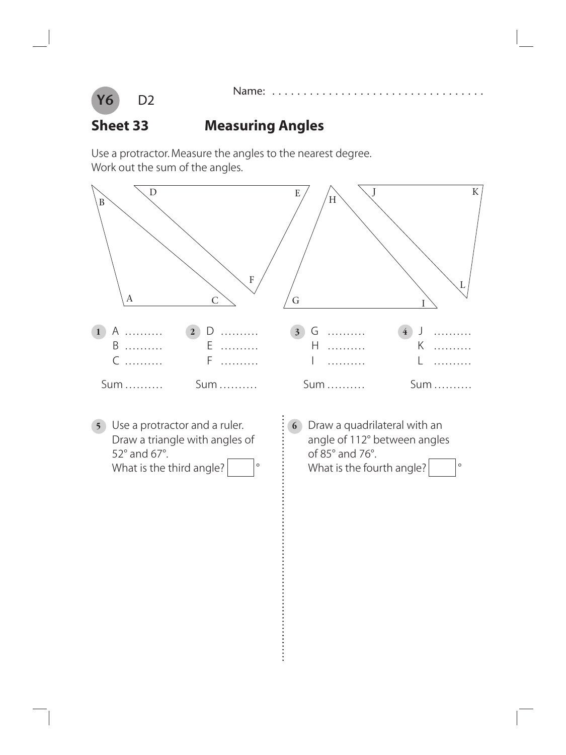Y6 D2

Name: ..................................

## Sheet 33 Measuring Angles

Use a protractor. Measure the angles to the nearest degree.
Work out the sum of the angles.

**1**
A ..........
B ..........
C ..........

Sum ..........

**2**
D ..........
E ..........
F ..........

Sum ..........

**3**
G ..........
H ..........
I ..........

Sum ..........

**4**
J ..........
K ..........
L ..........

Sum ..........

**5** Use a protractor and a ruler.
Draw a triangle with angles of 52° and 67°.
What is the third angle? [   ]°

**6** Draw a quadrilateral with an angle of 112° between angles of 85° and 76°.
What is the fourth angle? [   ]°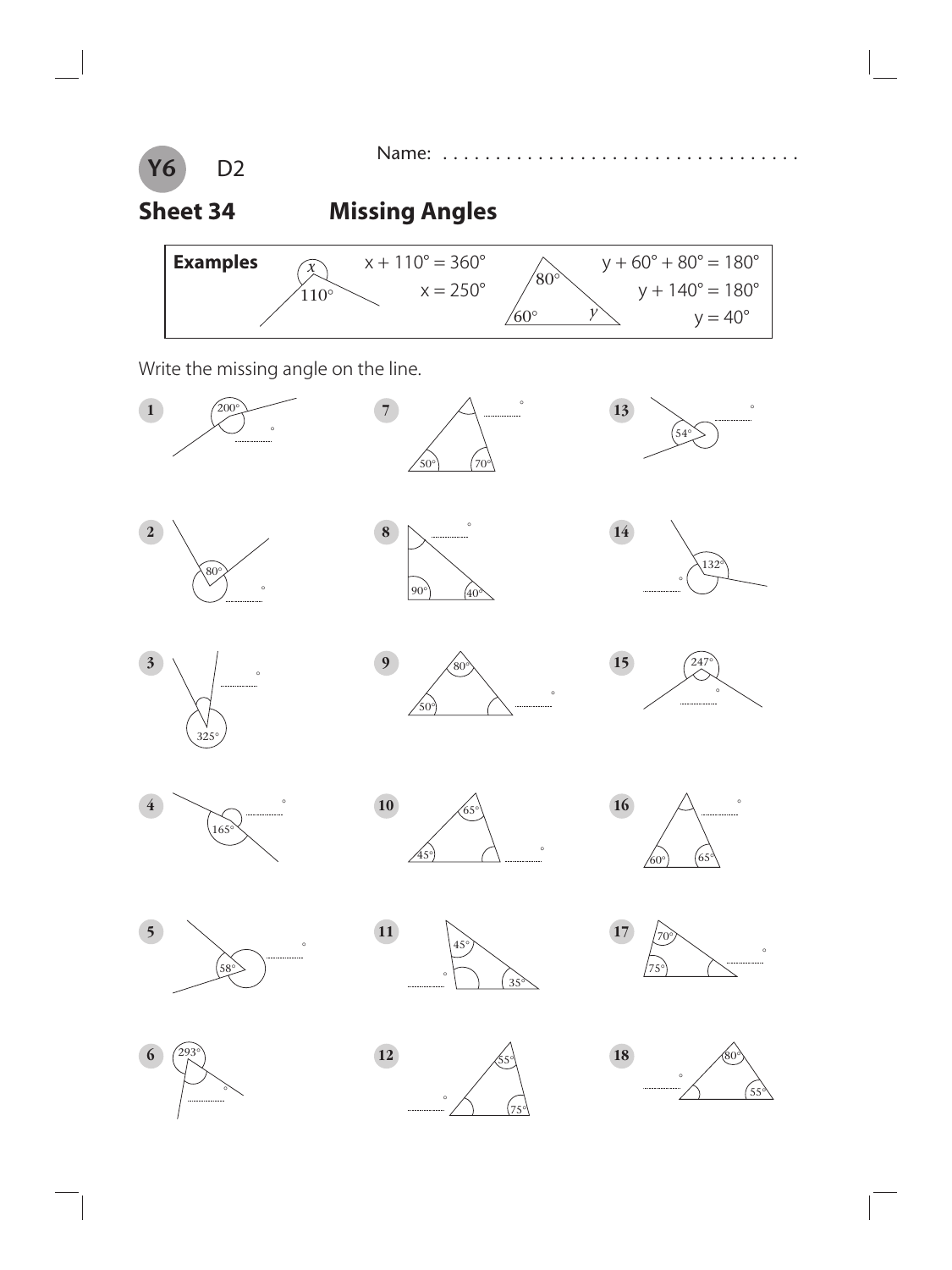**Y6** D2

Name: ..................................

## Sheet 34 Missing Angles

**Examples**

$x$, 110°

$x + 110° = 360°$

$x = 250°$

80°, 60°, $y$

$y + 60° + 80° = 180°$

$y + 140° = 180°$

$y = 40°$

Write the missing angle on the line.

1. 200° ............°
2. 80° ............°
3. 325° ............°
4. 165° ............°
5. 58° ............°
6. 293° ............°
7. 50°, 70° ............°
8. 90°, 40° ............°
9. 80°, 50° ............°
10. 65°, 45° ............°
11. 45°, 35° ............°
12. 55°, 75° ............°
13. 54° ............°
14. 132° ............°
15. 247° ............°
16. 60°, 65° ............°
17. 70°, 75° ............°
18. 80°, 55° ............°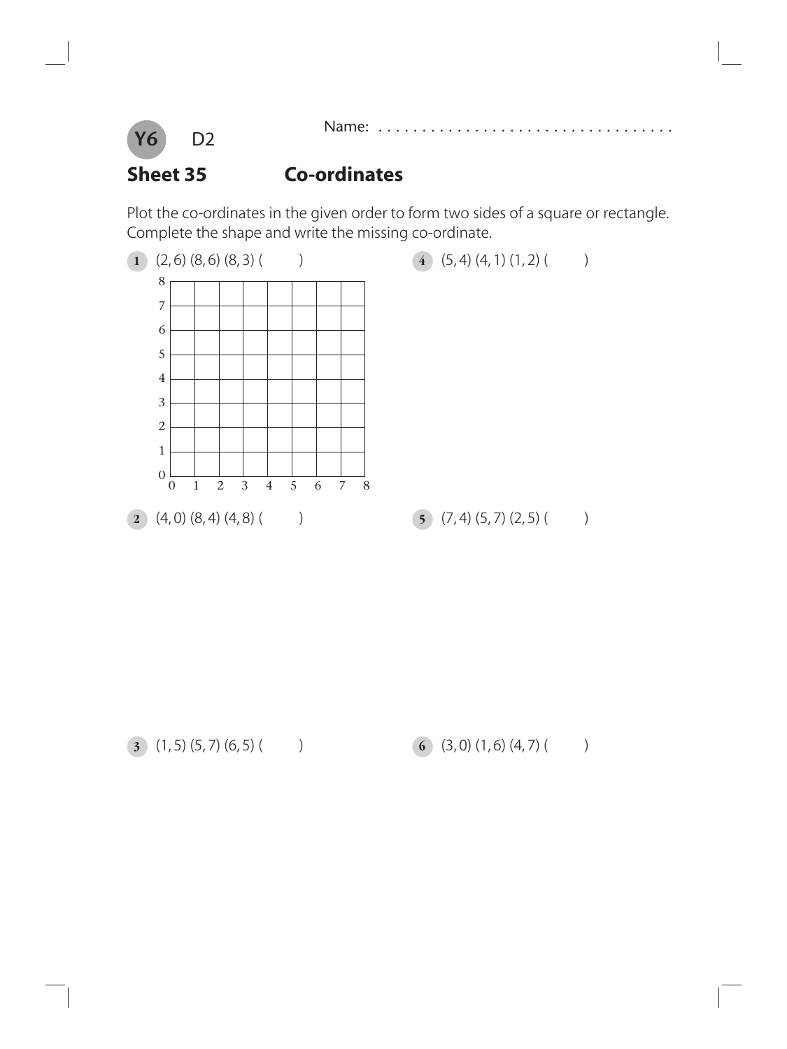**Y6** D2

Name: ....................................

## Sheet 35 Co-ordinates

Plot the co-ordinates in the given order to form two sides of a square or rectangle. Complete the shape and write the missing co-ordinate.

1. (2, 6) (8, 6) (8, 3) (        )

2. (4, 0) (8, 4) (4, 8) (        )

3. (1, 5) (5, 7) (6, 5) (        )

4. (5, 4) (4, 1) (1, 2) (        )

5. (7, 4) (5, 7) (2, 5) (        )

6. (3, 0) (1, 6) (4, 7) (        )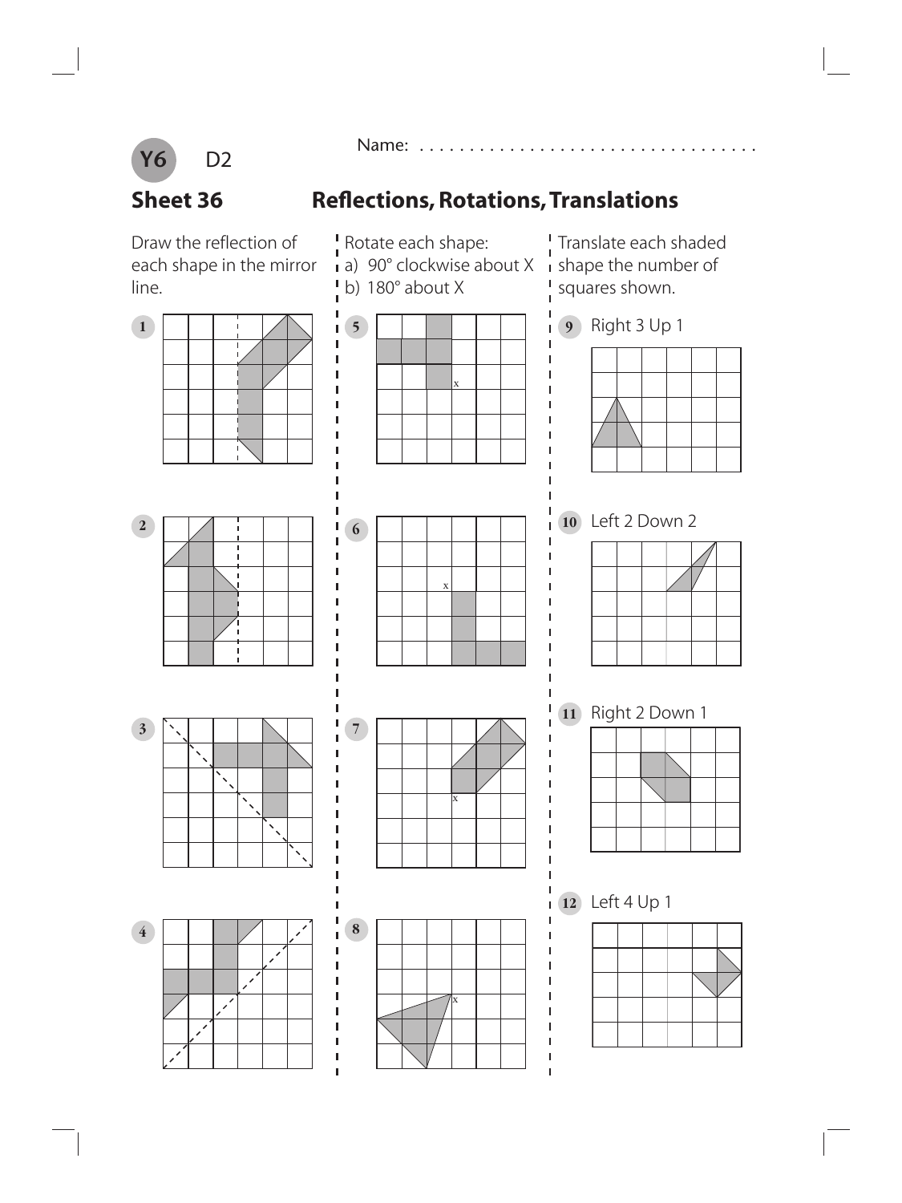Y6 D2

Name: ...................................

## Sheet 36 Reflections, Rotations, Translations

Draw the reflection of each shape in the mirror line.

1

2

3

4

Rotate each shape:
a) 90° clockwise about X
b) 180° about X

5

6

7

8

Translate each shaded shape the number of squares shown.

9 Right 3 Up 1

10 Left 2 Down 2

11 Right 2 Down 1

12 Left 4 Up 1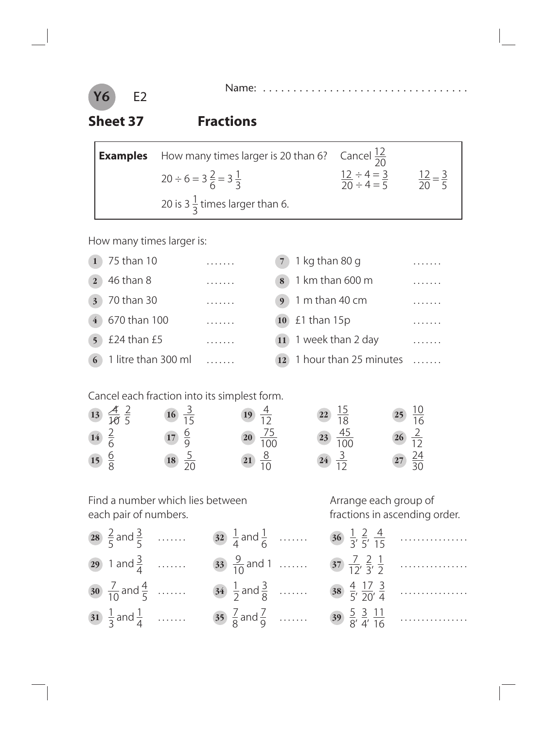**Y6** E2

Name: . . . . . . . . . . . . . . . . . . . . . . . . . . . . . . . . .

## Sheet 37 Fractions

| **Examples** | How many times larger is 20 than 6? | Cancel $\frac{12}{20}$ | |
|---|---|---|---|
| | $20 \div 6 = 3\frac{2}{6} = 3\frac{1}{3}$ | $\frac{12 \div 4 = 3}{20 \div 4 = 5}$ | $\frac{12}{20} = \frac{3}{5}$ |
| | 20 is $3\frac{1}{3}$ times larger than 6. | | |

How many times larger is:

1. 75 than 10 . . . . . . .
2. 46 than 8 . . . . . . .
3. 70 than 30 . . . . . . .
4. 670 than 100 . . . . . . .
5. £24 than £5 . . . . . . .
6. 1 litre than 300 ml . . . . . . .
7. 1 kg than 80 g . . . . . . .
8. 1 km than 600 m . . . . . . .
9. 1 m than 40 cm . . . . . . .
10. £1 than 15p . . . . . . .
11. 1 week than 2 day . . . . . . .
12. 1 hour than 25 minutes . . . . . . .

Cancel each fraction into its simplest form.

13. $\frac{\not{4}}{\not{10}}$ $\frac{2}{5}$
14. $\frac{2}{6}$
15. $\frac{6}{8}$
16. $\frac{3}{15}$
17. $\frac{6}{9}$
18. $\frac{5}{20}$
19. $\frac{4}{12}$
20. $\frac{75}{100}$
21. $\frac{8}{10}$
22. $\frac{15}{18}$
23. $\frac{45}{100}$
24. $\frac{3}{12}$
25. $\frac{10}{16}$
26. $\frac{2}{12}$
27. $\frac{24}{30}$

Find a number which lies between each pair of numbers.

28. $\frac{2}{5}$ and $\frac{3}{5}$ . . . . . . .
29. 1 and $\frac{3}{4}$ . . . . . . .
30. $\frac{7}{10}$ and $\frac{4}{5}$ . . . . . . .
31. $\frac{1}{3}$ and $\frac{1}{4}$ . . . . . . .
32. $\frac{1}{4}$ and $\frac{1}{6}$ . . . . . . .
33. $\frac{9}{10}$ and 1 . . . . . . .
34. $\frac{1}{2}$ and $\frac{3}{8}$ . . . . . . .
35. $\frac{7}{8}$ and $\frac{7}{9}$ . . . . . . .

Arrange each group of fractions in ascending order.

36. $\frac{1}{3}, \frac{2}{5}, \frac{4}{15}$ . . . . . . . . . . . . . . .
37. $\frac{7}{12}, \frac{2}{3}, \frac{1}{2}$ . . . . . . . . . . . . . . .
38. $\frac{4}{5}, \frac{17}{20}, \frac{3}{4}$ . . . . . . . . . . . . . . .
39. $\frac{5}{8}, \frac{3}{4}, \frac{11}{16}$ . . . . . . . . . . . . . . .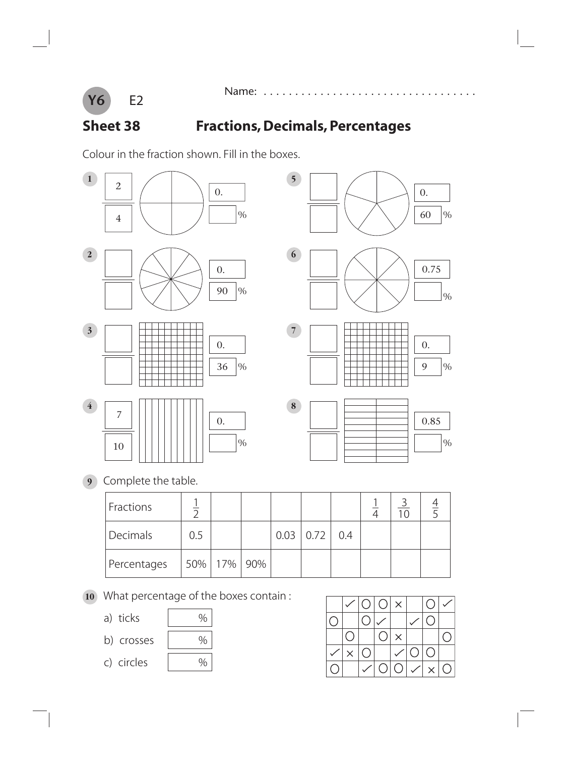**Y6** E2

Name: ..................................

## Sheet 38 Fractions, Decimals, Percentages

Colour in the fraction shown. Fill in the boxes.

**1** $\frac{2}{4}$ 0.___ ___%

**2** $\frac{\square}{\square}$ 0.___ 90 %

**3** $\frac{\square}{\square}$ 0.___ 36 %

**4** $\frac{7}{10}$ 0.___ ___%

**5** $\frac{\square}{\square}$ 0.___ 60 %

**6** $\frac{\square}{\square}$ 0.75 ___%

**7** $\frac{\square}{\square}$ 0.___ 9 %

**8** $\frac{\square}{\square}$ 0.85 ___%

**9** Complete the table.

| Fractions | $\frac{1}{2}$ | | | | | | $\frac{1}{4}$ | $\frac{3}{10}$ | $\frac{4}{5}$ |
|---|---|---|---|---|---|---|---|---|---|
| Decimals | 0.5 | | | 0.03 | 0.72 | 0.4 | | | |
| Percentages | 50% | 17% | 90% | | | | | | |

**10** What percentage of the boxes contain :

a) ticks ___%

b) crosses ___%

c) circles ___%

| | ✓ | ○ | ○ | × | | ○ | ✓ |
|---|---|---|---|---|---|---|---|
| ○ | | ○ | ✓ | | ✓ | ○ | |
| | ○ | | ○ | × | | | ○ |
| ✓ | × | ○ | | ✓ | ○ | ○ | |
| ○ | | ✓ | ○ | ○ | ✓ | × | ○ |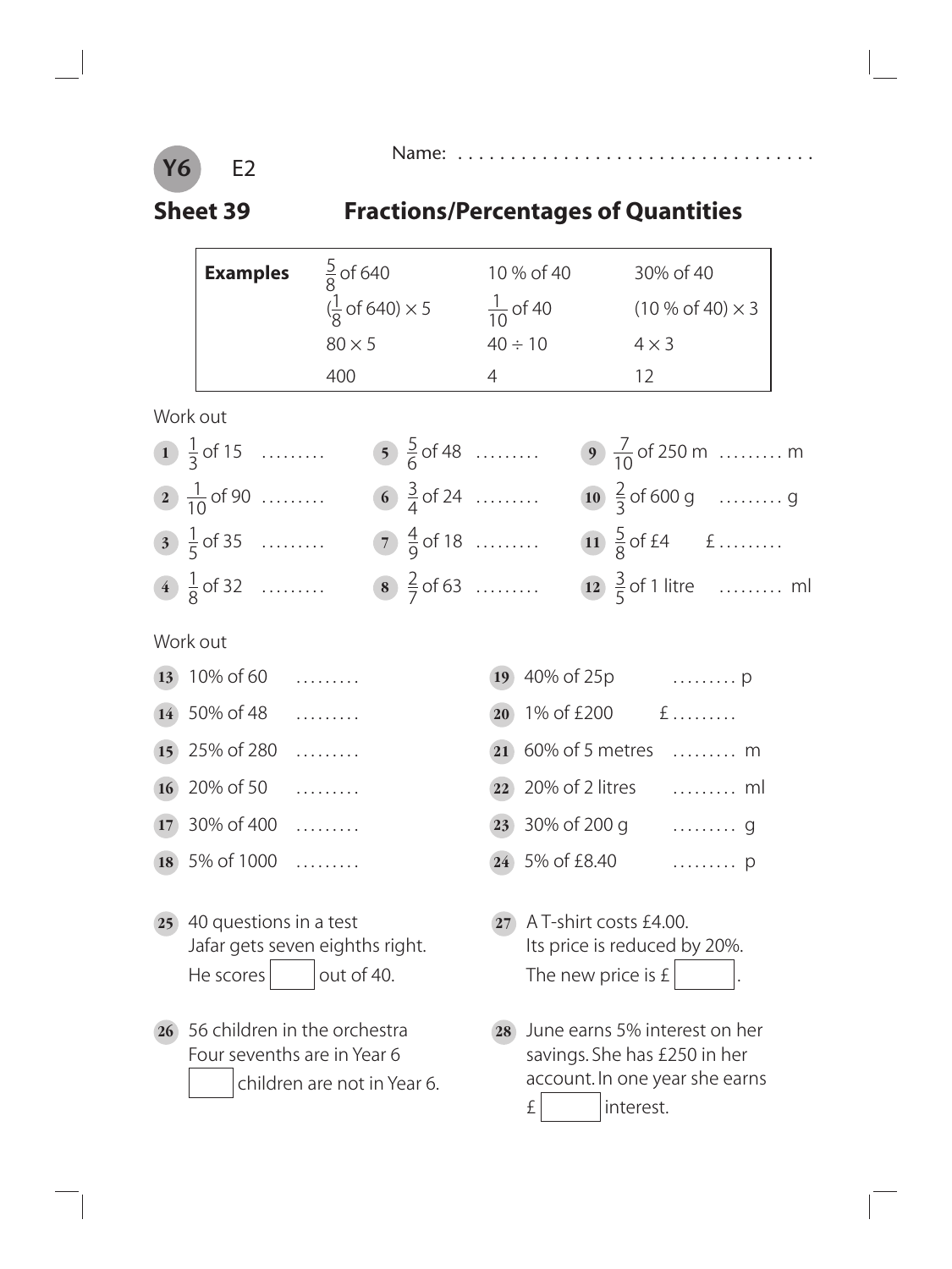Y6 E2

Name: . . . . . . . . . . . . . . . . . . . . . . . . . . . . . . . . . .

# Sheet 39 Fractions/Percentages of Quantities

| **Examples** | $\frac{5}{8}$ of 640 | 10 % of 40 | 30% of 40 |
|---|---|---|---|
| | $(\frac{1}{8}$ of 640$) \times 5$ | $\frac{1}{10}$ of 40 | (10 % of 40) $\times$ 3 |
| | $80 \times 5$ | $40 \div 10$ | $4 \times 3$ |
| | 400 | 4 | 12 |

Work out

1. $\frac{1}{3}$ of 15 . . . . . . . . .
2. $\frac{1}{10}$ of 90 . . . . . . . . .
3. $\frac{1}{5}$ of 35 . . . . . . . . .
4. $\frac{1}{8}$ of 32 . . . . . . . . .
5. $\frac{5}{6}$ of 48 . . . . . . . . .
6. $\frac{3}{4}$ of 24 . . . . . . . . .
7. $\frac{4}{9}$ of 18 . . . . . . . . .
8. $\frac{2}{7}$ of 63 . . . . . . . . .
9. $\frac{7}{10}$ of 250 m . . . . . . . . . m
10. $\frac{2}{3}$ of 600 g . . . . . . . . . g
11. $\frac{5}{8}$ of £4 £ . . . . . . . . .
12. $\frac{3}{5}$ of 1 litre . . . . . . . . . ml

Work out

13. 10% of 60 . . . . . . . . .
14. 50% of 48 . . . . . . . . .
15. 25% of 280 . . . . . . . . .
16. 20% of 50 . . . . . . . . .
17. 30% of 400 . . . . . . . . .
18. 5% of 1000 . . . . . . . . .
19. 40% of 25p . . . . . . . . . p
20. 1% of £200 £ . . . . . . . . .
21. 60% of 5 metres . . . . . . . . . m
22. 20% of 2 litres . . . . . . . . . ml
23. 30% of 200 g . . . . . . . . . g
24. 5% of £8.40 . . . . . . . . . p

25. 40 questions in a test
Jafar gets seven eighths right.
He scores [ ] out of 40.

26. 56 children in the orchestra
Four sevenths are in Year 6
[ ] children are not in Year 6.

27. A T-shirt costs £4.00.
Its price is reduced by 20%.
The new price is £ [ ].

28. June earns 5% interest on her savings. She has £250 in her account. In one year she earns
£ [ ] interest.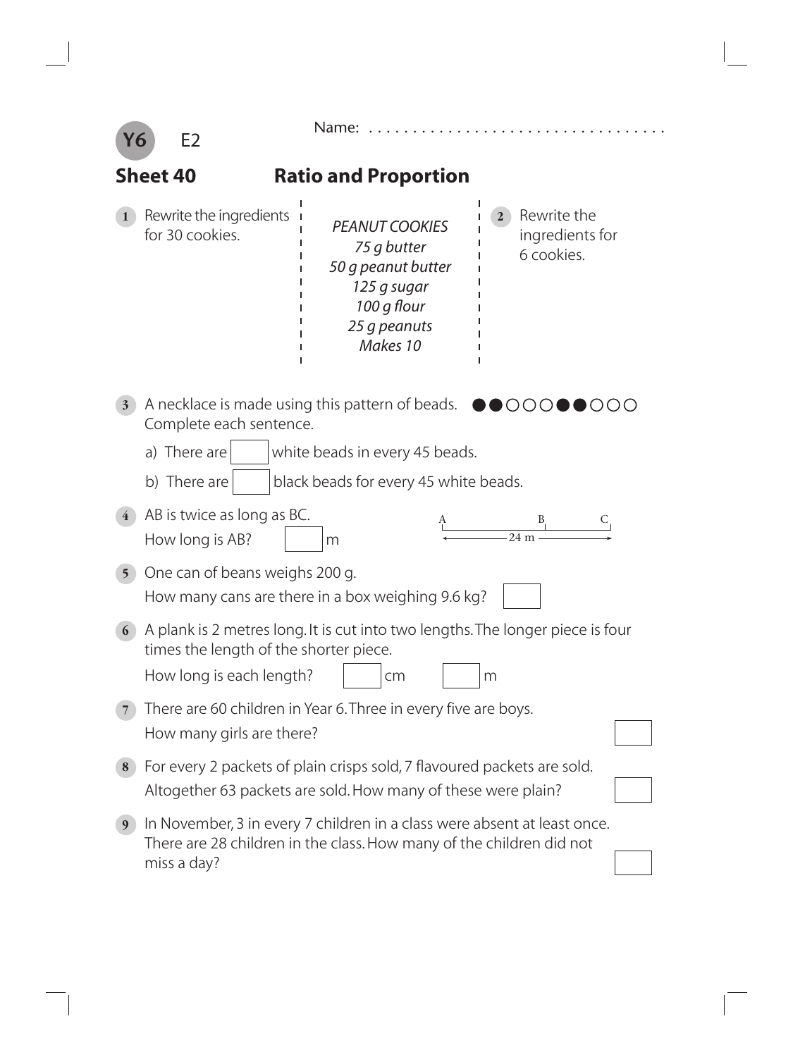**Y6** E2

Name: ..................................

## Sheet 40 Ratio and Proportion

**1** Rewrite the ingredients for 30 cookies.

*PEANUT COOKIES*
*75 g butter*
*50 g peanut butter*
*125 g sugar*
*100 g flour*
*25 g peanuts*
*Makes 10*

**2** Rewrite the ingredients for 6 cookies.

**3** A necklace is made using this pattern of beads. ●●○○○○●●○○○
Complete each sentence.

a) There are ☐ white beads in every 45 beads.

b) There are ☐ black beads for every 45 white beads.

**4** AB is twice as long as BC.
How long is AB? ☐ m

A ——— B ——— C (24 m)

**5** One can of beans weighs 200 g.
How many cans are there in a box weighing 9.6 kg? ☐

**6** A plank is 2 metres long. It is cut into two lengths. The longer piece is four times the length of the shorter piece.
How long is each length? ☐ cm ☐ m

**7** There are 60 children in Year 6. Three in every five are boys.
How many girls are there? ☐

**8** For every 2 packets of plain crisps sold, 7 flavoured packets are sold.
Altogether 63 packets are sold. How many of these were plain? ☐

**9** In November, 3 in every 7 children in a class were absent at least once. There are 28 children in the class. How many of the children did not miss a day? ☐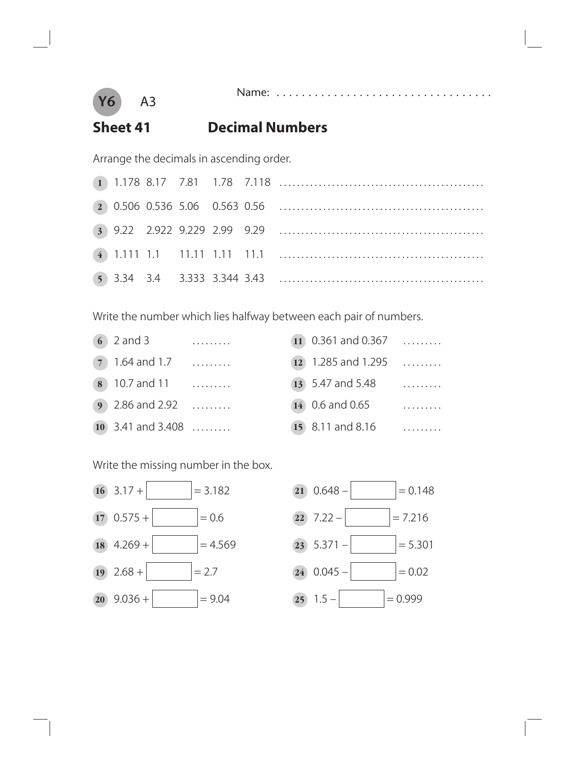**Y6** A3

Name: ..................................

## Sheet 41 Decimal Numbers

Arrange the decimals in ascending order.

1. 1.178 8.17 7.81 1.78 7.118 ..............................................
2. 0.506 0.536 5.06 0.563 0.56 ..............................................
3. 9.22 2.922 9.229 2.99 9.29 ..............................................
4. 1.111 1.1 11.11 1.11 11.1 ..............................................
5. 3.34 3.4 3.333 3.344 3.43 ..............................................

Write the number which lies halfway between each pair of numbers.

6. 2 and 3 .........
7. 1.64 and 1.7 .........
8. 10.7 and 11 .........
9. 2.86 and 2.92 .........
10. 3.41 and 3.408 .........
11. 0.361 and 0.367 .........
12. 1.285 and 1.295 .........
13. 5.47 and 5.48 .........
14. 0.6 and 0.65 .........
15. 8.11 and 8.16 .........

Write the missing number in the box.

16. 3.17 + ☐ = 3.182
17. 0.575 + ☐ = 0.6
18. 4.269 + ☐ = 4.569
19. 2.68 + ☐ = 2.7
20. 9.036 + ☐ = 9.04
21. 0.648 – ☐ = 0.148
22. 7.22 – ☐ = 7.216
23. 5.371 – ☐ = 5.301
24. 0.045 – ☐ = 0.02
25. 1.5 – ☐ = 0.999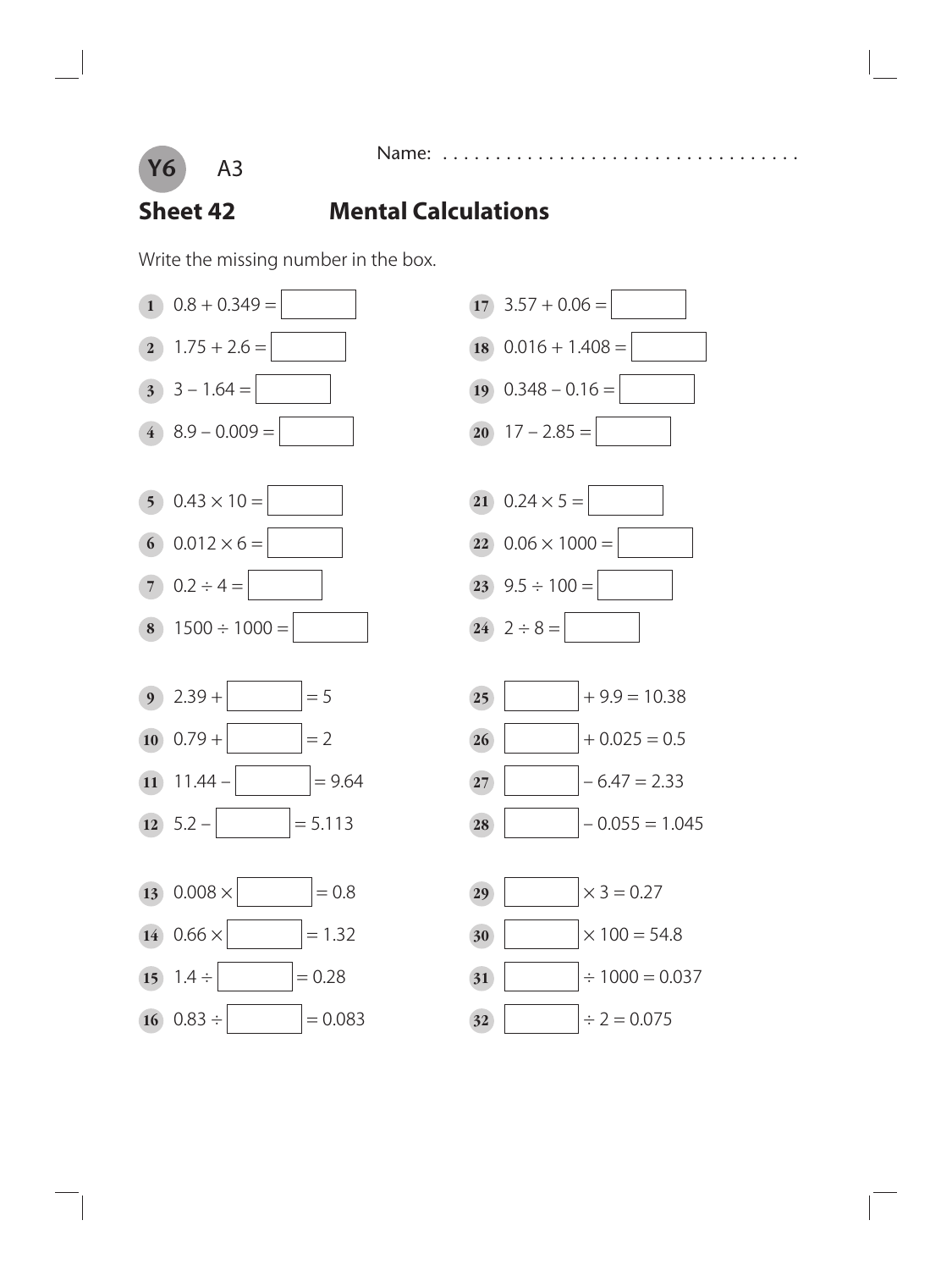**Y6** A3

Name: ..................................

## Sheet 42 — Mental Calculations

Write the missing number in the box.

1. $0.8 + 0.349 = \square$
2. $1.75 + 2.6 = \square$
3. $3 - 1.64 = \square$
4. $8.9 - 0.009 = \square$
5. $0.43 \times 10 = \square$
6. $0.012 \times 6 = \square$
7. $0.2 \div 4 = \square$
8. $1500 \div 1000 = \square$
9. $2.39 + \square = 5$
10. $0.79 + \square = 2$
11. $11.44 - \square = 9.64$
12. $5.2 - \square = 5.113$
13. $0.008 \times \square = 0.8$
14. $0.66 \times \square = 1.32$
15. $1.4 \div \square = 0.28$
16. $0.83 \div \square = 0.083$
17. $3.57 + 0.06 = \square$
18. $0.016 + 1.408 = \square$
19. $0.348 - 0.16 = \square$
20. $17 - 2.85 = \square$
21. $0.24 \times 5 = \square$
22. $0.06 \times 1000 = \square$
23. $9.5 \div 100 = \square$
24. $2 \div 8 = \square$
25. $\square + 9.9 = 10.38$
26. $\square + 0.025 = 0.5$
27. $\square - 6.47 = 2.33$
28. $\square - 0.055 = 1.045$
29. $\square \times 3 = 0.27$
30. $\square \times 100 = 54.8$
31. $\square \div 1000 = 0.037$
32. $\square \div 2 = 0.075$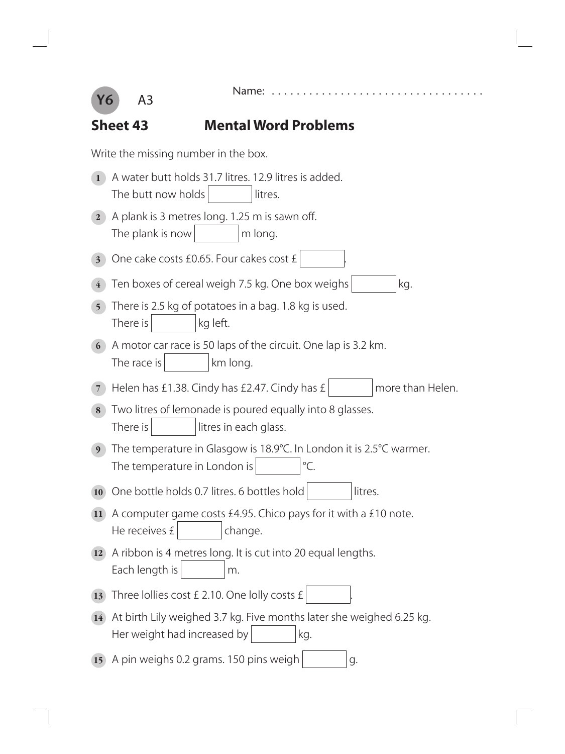**Y6** A3

Name: . . . . . . . . . . . . . . . . . . . . . . . . . . . . . . . . .

## Sheet 43 Mental Word Problems

Write the missing number in the box.

1. A water butt holds 31.7 litres. 12.9 litres is added.
   The butt now holds [ ] litres.
2. A plank is 3 metres long. 1.25 m is sawn off.
   The plank is now [ ] m long.
3. One cake costs £0.65. Four cakes cost £ [ ].
4. Ten boxes of cereal weigh 7.5 kg. One box weighs [ ] kg.
5. There is 2.5 kg of potatoes in a bag. 1.8 kg is used.
   There is [ ] kg left.
6. A motor car race is 50 laps of the circuit. One lap is 3.2 km.
   The race is [ ] km long.
7. Helen has £1.38. Cindy has £2.47. Cindy has £ [ ] more than Helen.
8. Two litres of lemonade is poured equally into 8 glasses.
   There is [ ] litres in each glass.
9. The temperature in Glasgow is 18.9°C. In London it is 2.5°C warmer.
   The temperature in London is [ ] °C.
10. One bottle holds 0.7 litres. 6 bottles hold [ ] litres.
11. A computer game costs £4.95. Chico pays for it with a £10 note.
    He receives £ [ ] change.
12. A ribbon is 4 metres long. It is cut into 20 equal lengths.
    Each length is [ ] m.
13. Three lollies cost £ 2.10. One lolly costs £ [ ].
14. At birth Lily weighed 3.7 kg. Five months later she weighed 6.25 kg.
    Her weight had increased by [ ] kg.
15. A pin weighs 0.2 grams. 150 pins weigh [ ] g.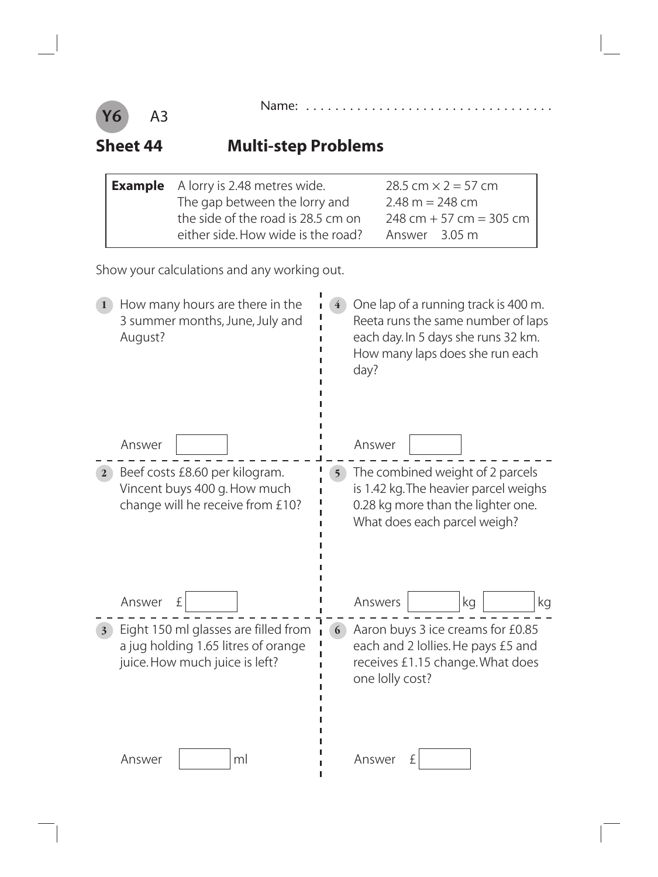**Y6** A3

Name: ..................................

## Sheet 44 Multi-step Problems

| **Example** | A lorry is 2.48 metres wide. The gap between the lorry and the side of the road is 28.5 cm on either side. How wide is the road? | $28.5 \text{ cm} \times 2 = 57 \text{ cm}$<br>$2.48 \text{ m} = 248 \text{ cm}$<br>$248 \text{ cm} + 57 \text{ cm} = 305 \text{ cm}$<br>Answer 3.05 m |
|---|---|---|

Show your calculations and any working out.

**1** How many hours are there in the 3 summer months, June, July and August?

Answer [ ]

**2** Beef costs £8.60 per kilogram. Vincent buys 400 g. How much change will he receive from £10?

Answer £ [ ]

**3** Eight 150 ml glasses are filled from a jug holding 1.65 litres of orange juice. How much juice is left?

Answer [ ] ml

**4** One lap of a running track is 400 m. Reeta runs the same number of laps each day. In 5 days she runs 32 km. How many laps does she run each day?

Answer [ ]

**5** The combined weight of 2 parcels is 1.42 kg. The heavier parcel weighs 0.28 kg more than the lighter one. What does each parcel weigh?

Answers [ ] kg [ ] kg

**6** Aaron buys 3 ice creams for £0.85 each and 2 lollies. He pays £5 and receives £1.15 change. What does one lolly cost?

Answer £ [ ]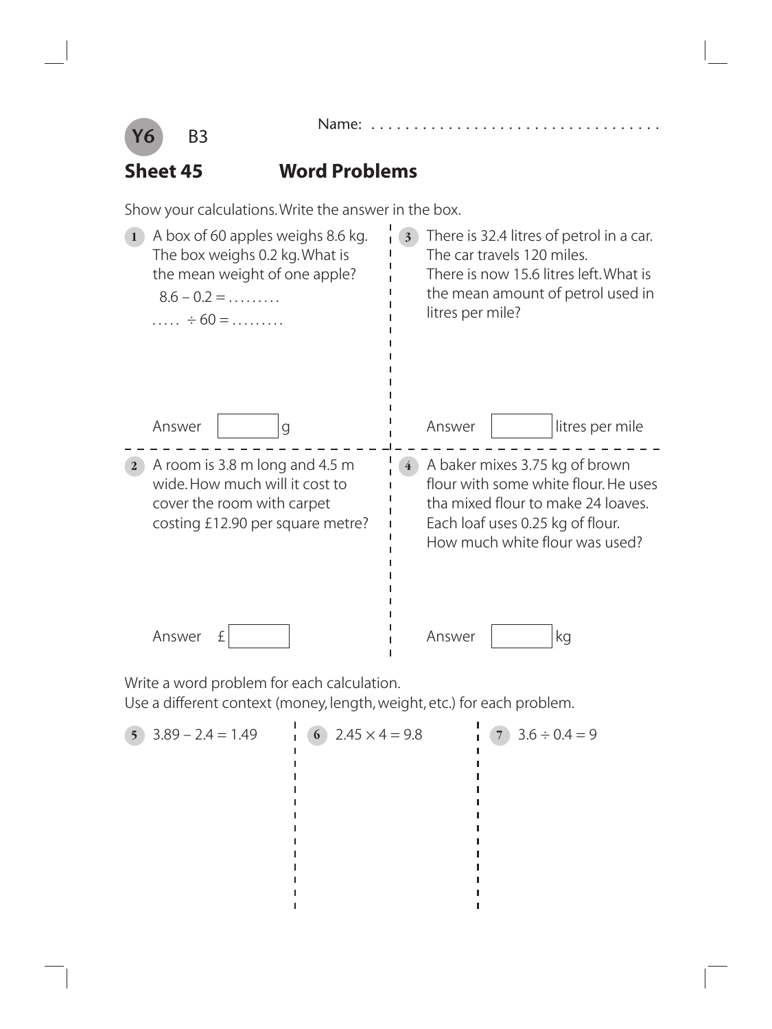**Y6** B3

Name: . . . . . . . . . . . . . . . . . . . . . . . . . . . . . . . . . . .

## Sheet 45 Word Problems

Show your calculations. Write the answer in the box.

**1** A box of 60 apples weighs 8.6 kg. The box weighs 0.2 kg. What is the mean weight of one apple?

$8.6 - 0.2 =$ . . . . . . . . .

. . . . . $\div 60 =$ . . . . . . . . .

Answer [ ] g

**2** A room is 3.8 m long and 4.5 m wide. How much will it cost to cover the room with carpet costing £12.90 per square metre?

Answer £[ ]

**3** There is 32.4 litres of petrol in a car. The car travels 120 miles. There is now 15.6 litres left. What is the mean amount of petrol used in litres per mile?

Answer [ ] litres per mile

**4** A baker mixes 3.75 kg of brown flour with some white flour. He uses tha mixed flour to make 24 loaves. Each loaf uses 0.25 kg of flour. How much white flour was used?

Answer [ ] kg

Write a word problem for each calculation.
Use a different context (money, length, weight, etc.) for each problem.

**5** $3.89 - 2.4 = 1.49$

**6** $2.45 \times 4 = 9.8$

**7** $3.6 \div 0.4 = 9$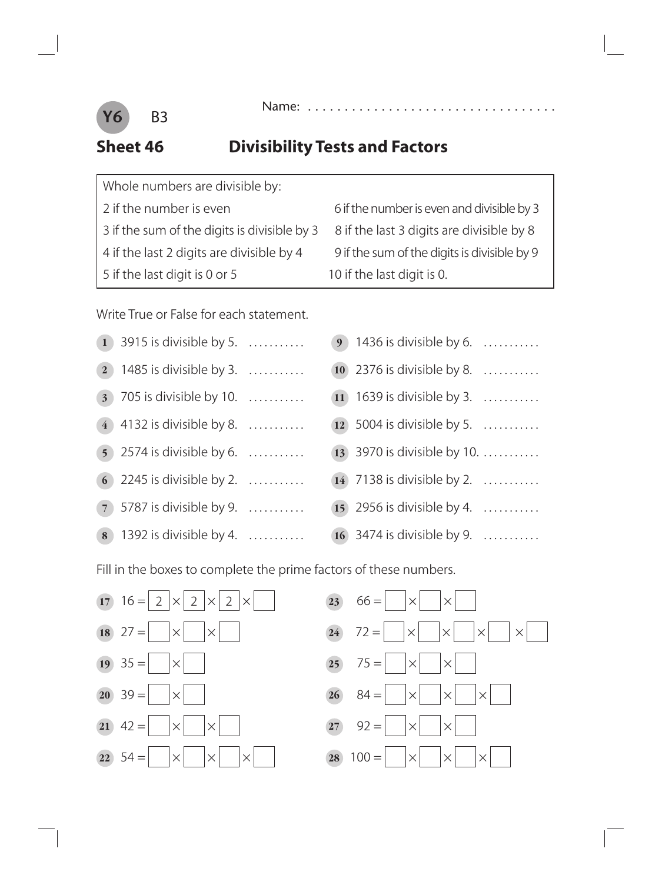Y6 B3

Name: ..................................

# Sheet 46 Divisibility Tests and Factors

| Whole numbers are divisible by: | |
|---|---|
| 2 if the number is even | 6 if the number is even and divisible by 3 |
| 3 if the sum of the digits is divisible by 3 | 8 if the last 3 digits are divisible by 8 |
| 4 if the last 2 digits are divisible by 4 | 9 if the sum of the digits is divisible by 9 |
| 5 if the last digit is 0 or 5 | 10 if the last digit is 0. |

Write True or False for each statement.

1. 3915 is divisible by 5. ...........
2. 1485 is divisible by 3. ...........
3. 705 is divisible by 10. ...........
4. 4132 is divisible by 8. ...........
5. 2574 is divisible by 6. ...........
6. 2245 is divisible by 2. ...........
7. 5787 is divisible by 9. ...........
8. 1392 is divisible by 4. ...........
9. 1436 is divisible by 6. ...........
10. 2376 is divisible by 8. ...........
11. 1639 is divisible by 3. ...........
12. 5004 is divisible by 5. ...........
13. 3970 is divisible by 10. ...........
14. 7138 is divisible by 2. ...........
15. 2956 is divisible by 4. ...........
16. 3474 is divisible by 9. ...........

Fill in the boxes to complete the prime factors of these numbers.

17. 16 = [2] × [2] × [2] × [ ]
18. 27 = [ ] × [ ] × [ ]
19. 35 = [ ] × [ ]
20. 39 = [ ] × [ ]
21. 42 = [ ] × [ ] × [ ]
22. 54 = [ ] × [ ] × [ ] × [ ]
23. 66 = [ ] × [ ] × [ ]
24. 72 = [ ] × [ ] × [ ] × [ ] × [ ]
25. 75 = [ ] × [ ] × [ ]
26. 84 = [ ] × [ ] × [ ] × [ ]
27. 92 = [ ] × [ ] × [ ]
28. 100 = [ ] × [ ] × [ ] × [ ]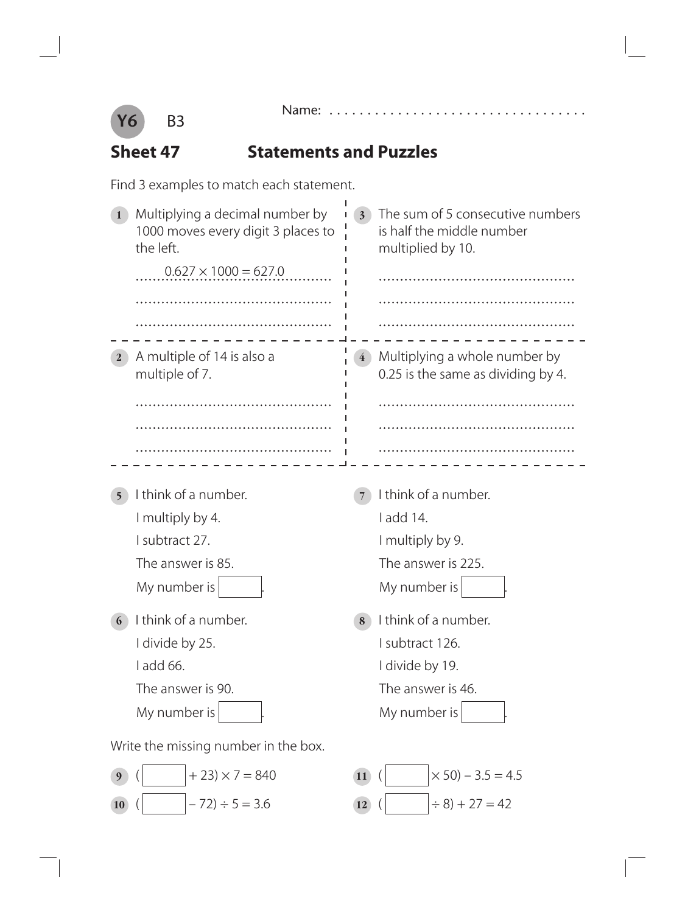**Y6** B3

Name: ....................................

## Sheet 47 Statements and Puzzles

Find 3 examples to match each statement.

**1** Multiplying a decimal number by 1000 moves every digit 3 places to the left.

$0.627 \times 1000 = 627.0$

..............................................

..............................................

**2** A multiple of 14 is also a multiple of 7.

..............................................

..............................................

..............................................

**3** The sum of 5 consecutive numbers is half the middle number multiplied by 10.

..............................................

..............................................

..............................................

**4** Multiplying a whole number by 0.25 is the same as dividing by 4.

..............................................

..............................................

..............................................

**5** I think of a number.
I multiply by 4.
I subtract 27.
The answer is 85.
My number is [ ].

**6** I think of a number.
I divide by 25.
I add 66.
The answer is 90.
My number is [ ].

**7** I think of a number.
I add 14.
I multiply by 9.
The answer is 225.
My number is [ ].

**8** I think of a number.
I subtract 126.
I divide by 19.
The answer is 46.
My number is [ ].

Write the missing number in the box.

**9** $(\square + 23) \times 7 = 840$

**10** $(\square - 72) \div 5 = 3.6$

**11** $(\square \times 50) - 3.5 = 4.5$

**12** $(\square \div 8) + 27 = 42$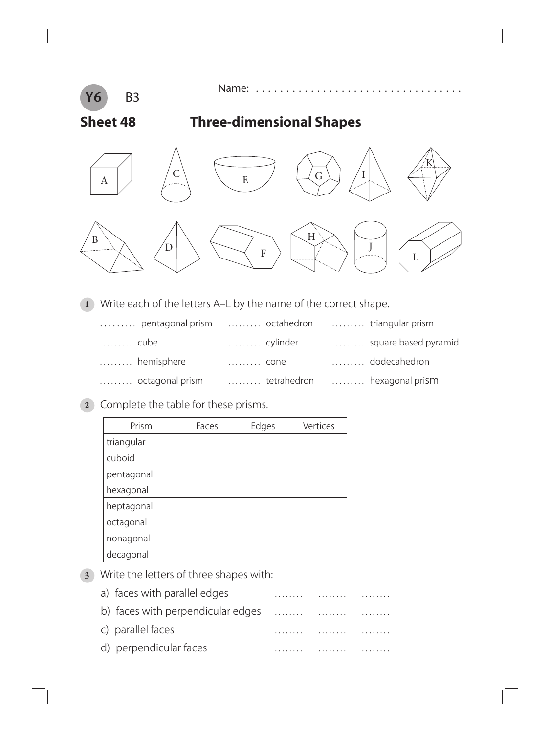**Y6** B3

Name: ..................................

## Sheet 48 Three-dimensional Shapes

A C E G I K

B D F H J L

**1** Write each of the letters A–L by the name of the correct shape.

| | | |
|---|---|---|
| ......... pentagonal prism | ......... octahedron | ......... triangular prism |
| ......... cube | ......... cylinder | ......... square based pyramid |
| ......... hemisphere | ......... cone | ......... dodecahedron |
| ......... octagonal prism | ......... tetrahedron | ......... hexagonal prism |

**2** Complete the table for these prisms.

| Prism | Faces | Edges | Vertices |
|---|---|---|---|
| triangular | | | |
| cuboid | | | |
| pentagonal | | | |
| hexagonal | | | |
| heptagonal | | | |
| octagonal | | | |
| nonagonal | | | |
| decagonal | | | |

**3** Write the letters of three shapes with:

a) faces with parallel edges ........ ........ ........

b) faces with perpendicular edges ........ ........ ........

c) parallel faces ........ ........ ........

d) perpendicular faces ........ ........ ........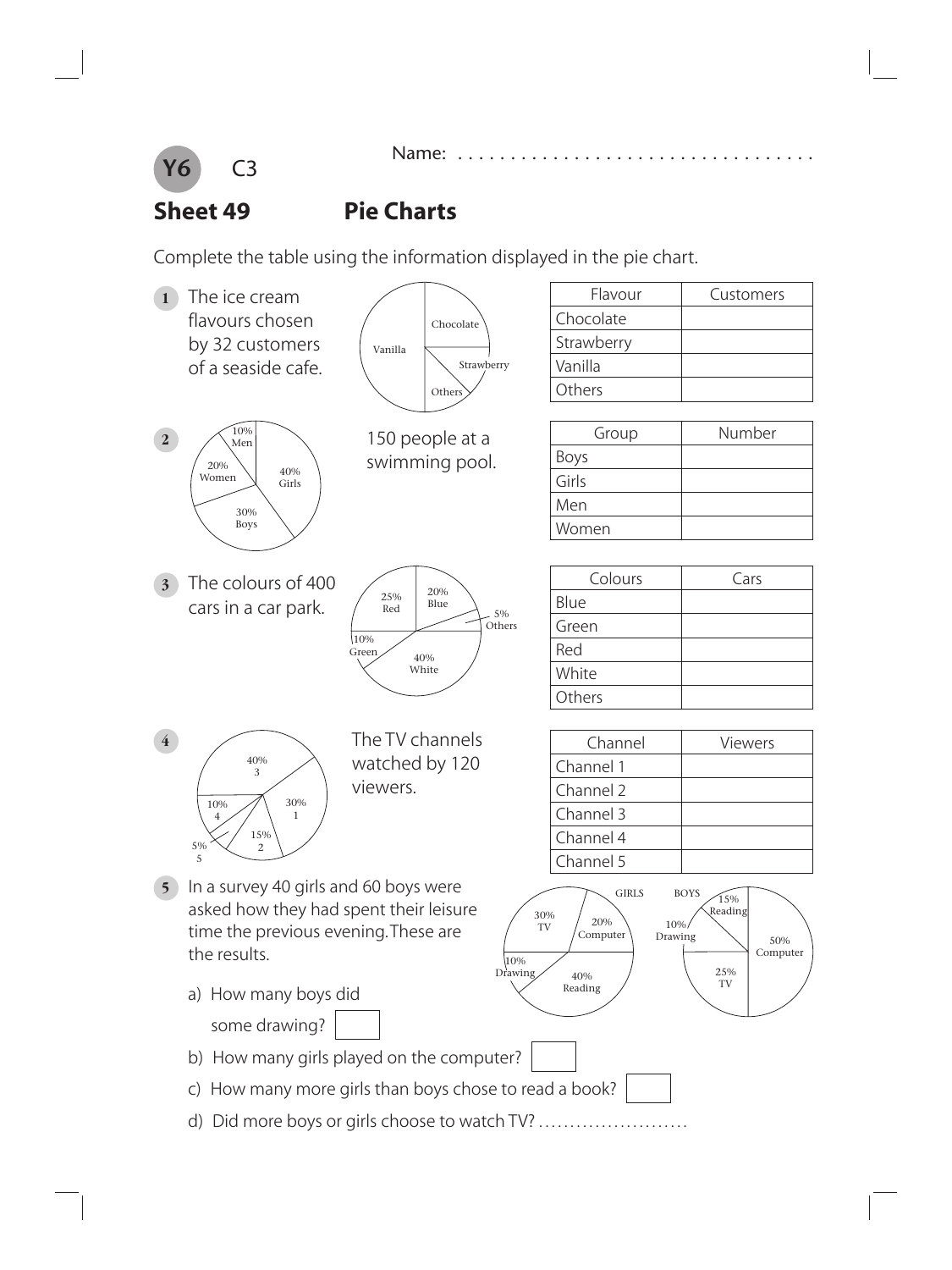**Y6** C3

Name: ..................................

## Sheet 49 Pie Charts

Complete the table using the information displayed in the pie chart.

**1** The ice cream flavours chosen by 32 customers of a seaside cafe.

| Flavour | Customers |
| --- | --- |
| Chocolate | |
| Strawberry | |
| Vanilla | |
| Others | |

**2** 150 people at a swimming pool.

| Group | Number |
| --- | --- |
| Boys | |
| Girls | |
| Men | |
| Women | |

**3** The colours of 400 cars in a car park.

| Colours | Cars |
| --- | --- |
| Blue | |
| Green | |
| Red | |
| White | |
| Others | |

**4** The TV channels watched by 120 viewers.

| Channel | Viewers |
| --- | --- |
| Channel 1 | |
| Channel 2 | |
| Channel 3 | |
| Channel 4 | |
| Channel 5 | |

**5** In a survey 40 girls and 60 boys were asked how they had spent their leisure time the previous evening. These are the results.

a) How many boys did some drawing? ☐

b) How many girls played on the computer? ☐

c) How many more girls than boys chose to read a book? ☐

d) Did more boys or girls choose to watch TV? ........................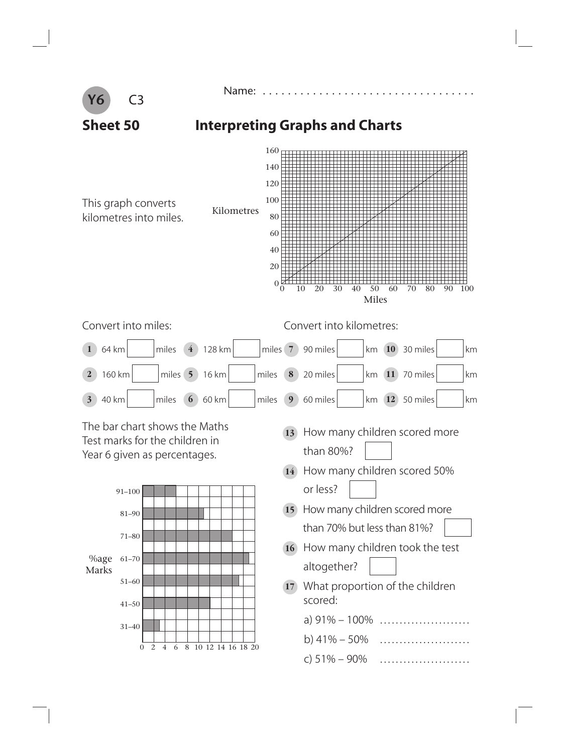Y6 C3

Name: ..................................

## Sheet 50 Interpreting Graphs and Charts

This graph converts kilometres into miles.

Convert into miles:

1. 64 km ☐ miles
2. 160 km ☐ miles
3. 40 km ☐ miles
4. 128 km ☐ miles
5. 16 km ☐ miles
6. 60 km ☐ miles

Convert into kilometres:

7. 90 miles ☐ km
8. 20 miles ☐ km
9. 60 miles ☐ km
10. 30 miles ☐ km
11. 70 miles ☐ km
12. 50 miles ☐ km

The bar chart shows the Maths Test marks for the children in Year 6 given as percentages.

13. How many children scored more than 80%? ☐
14. How many children scored 50% or less? ☐
15. How many children scored more than 70% but less than 81%? ☐
16. How many children took the test altogether? ☐
17. What proportion of the children scored:

    a) 91% – 100% ......................

    b) 41% – 50% ......................

    c) 51% – 90% ......................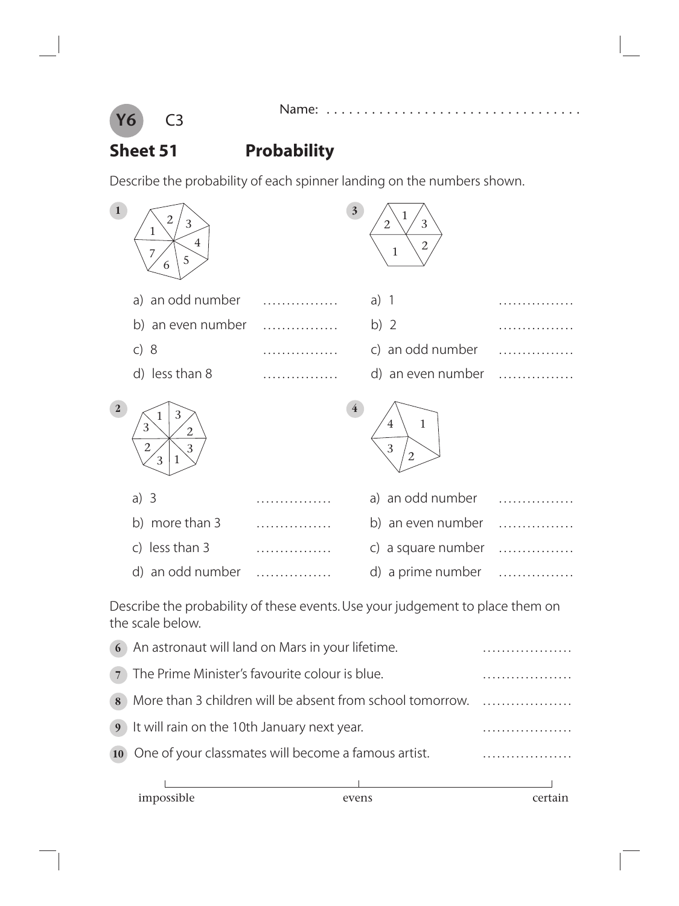Y6 C3

Name: ..................................

## Sheet 51 Probability

Describe the probability of each spinner landing on the numbers shown.

**1**

a) an odd number ................

b) an even number ................

c) 8 ................

d) less than 8 ................

**2**

a) 3 ................

b) more than 3 ................

c) less than 3 ................

d) an odd number ................

**3**

a) 1 ................

b) 2 ................

c) an odd number ................

d) an even number ................

**4**

a) an odd number ................

b) an even number ................

c) a square number ................

d) a prime number ................

Describe the probability of these events. Use your judgement to place them on the scale below.

**6** An astronaut will land on Mars in your lifetime. ..................

**7** The Prime Minister's favourite colour is blue. ..................

**8** More than 3 children will be absent from school tomorrow. ..................

**9** It will rain on the 10th January next year. ..................

**10** One of your classmates will become a famous artist. ..................

impossible — evens — certain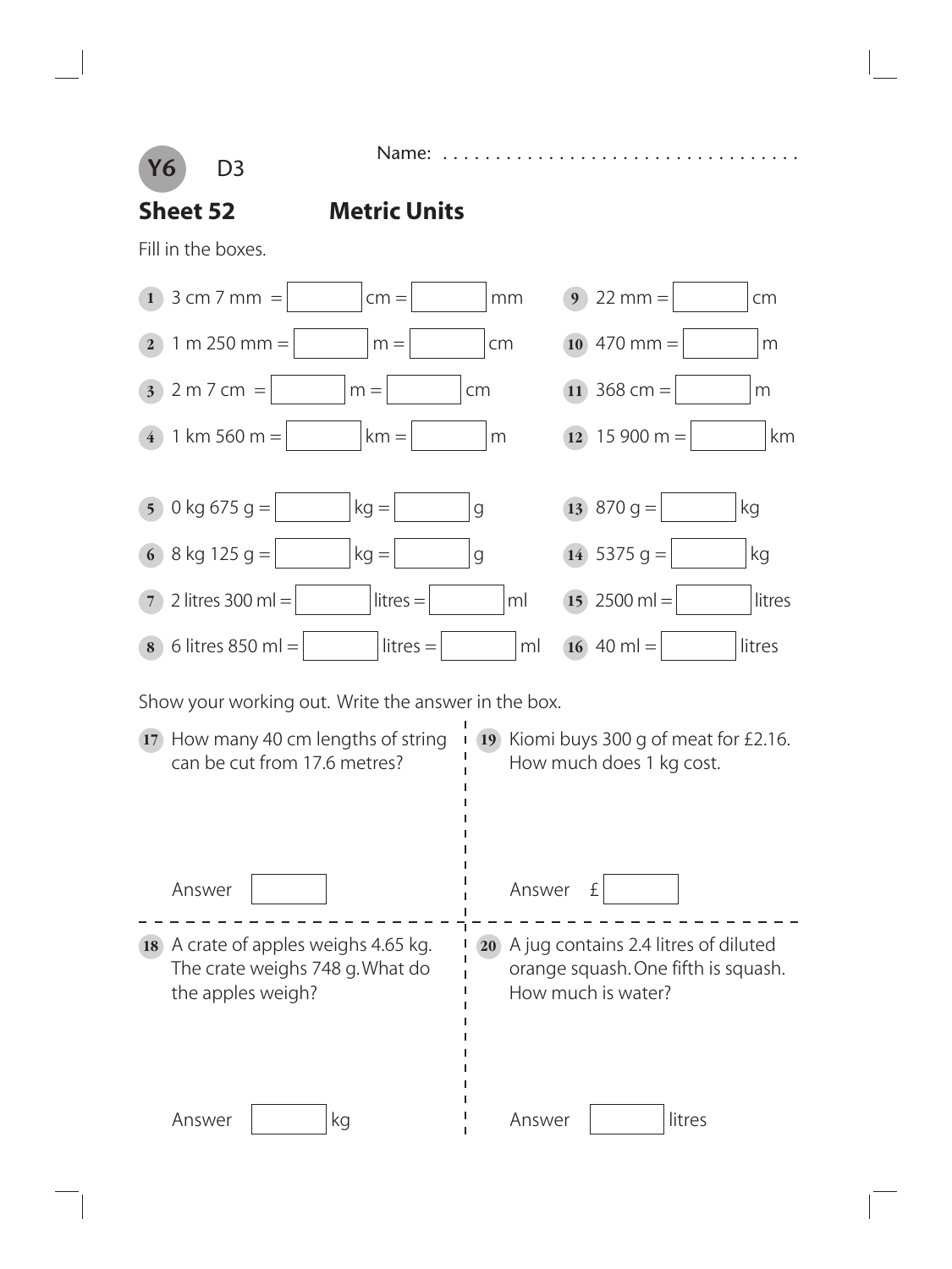Y6 D3

Name: ...................................

## Sheet 52 Metric Units

Fill in the boxes.

1. 3 cm 7 mm = [ ] cm = [ ] mm
2. 1 m 250 mm = [ ] m = [ ] cm
3. 2 m 7 cm = [ ] m = [ ] cm
4. 1 km 560 m = [ ] km = [ ] m
5. 0 kg 675 g = [ ] kg = [ ] g
6. 8 kg 125 g = [ ] kg = [ ] g
7. 2 litres 300 ml = [ ] litres = [ ] ml
8. 6 litres 850 ml = [ ] litres = [ ] ml
9. 22 mm = [ ] cm
10. 470 mm = [ ] m
11. 368 cm = [ ] m
12. 15 900 m = [ ] km
13. 870 g = [ ] kg
14. 5375 g = [ ] kg
15. 2500 ml = [ ] litres
16. 40 ml = [ ] litres

Show your working out. Write the answer in the box.

17. How many 40 cm lengths of string can be cut from 17.6 metres?

   Answer [ ]

18. A crate of apples weighs 4.65 kg. The crate weighs 748 g. What do the apples weigh?

   Answer [ ] kg

19. Kiomi buys 300 g of meat for £2.16. How much does 1 kg cost.

   Answer £ [ ]

20. A jug contains 2.4 litres of diluted orange squash. One fifth is squash. How much is water?

   Answer [ ] litres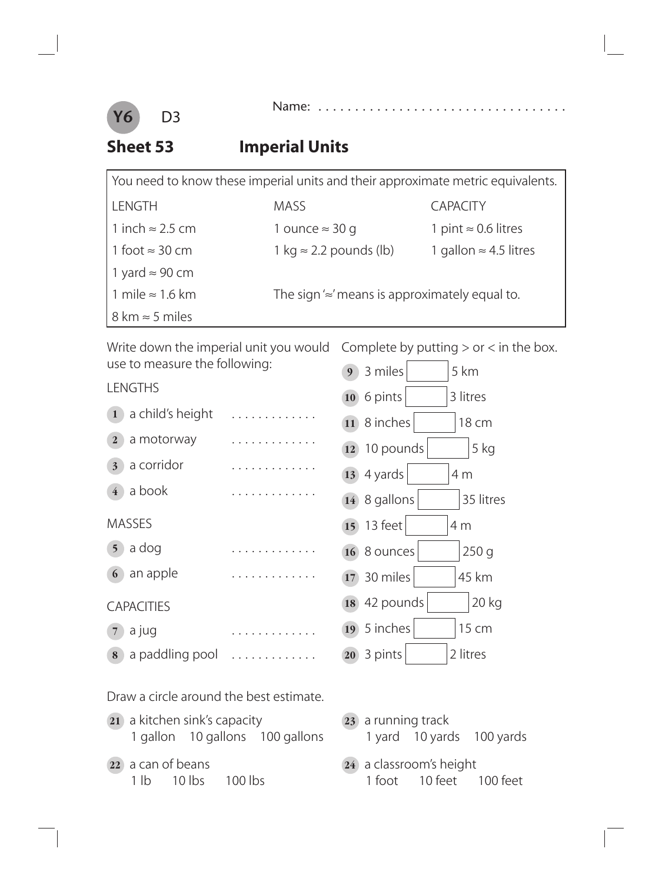**Y6** D3

Name: . . . . . . . . . . . . . . . . . . . . . . . . . . . . . . . . .

## Sheet 53 Imperial Units

You need to know these imperial units and their approximate metric equivalents.

| LENGTH | MASS | CAPACITY |
|---|---|---|
| 1 inch ≈ 2.5 cm | 1 ounce ≈ 30 g | 1 pint ≈ 0.6 litres |
| 1 foot ≈ 30 cm | 1 kg ≈ 2.2 pounds (lb) | 1 gallon ≈ 4.5 litres |
| 1 yard ≈ 90 cm | | |
| 1 mile ≈ 1.6 km | The sign '≈' means is approximately equal to. | |
| 8 km ≈ 5 miles | | |

Write down the imperial unit you would use to measure the following:

LENGTHS

1. a child's height . . . . . . . . . . . . .
2. a motorway . . . . . . . . . . . . .
3. a corridor . . . . . . . . . . . . .
4. a book . . . . . . . . . . . . .

MASSES

5. a dog . . . . . . . . . . . . .
6. an apple . . . . . . . . . . . . .

CAPACITIES

7. a jug . . . . . . . . . . . . .
8. a paddling pool . . . . . . . . . . . . .

Complete by putting > or < in the box.

9. 3 miles ☐ 5 km
10. 6 pints ☐ 3 litres
11. 8 inches ☐ 18 cm
12. 10 pounds ☐ 5 kg
13. 4 yards ☐ 4 m
14. 8 gallons ☐ 35 litres
15. 13 feet ☐ 4 m
16. 8 ounces ☐ 250 g
17. 30 miles ☐ 45 km
18. 42 pounds ☐ 20 kg
19. 5 inches ☐ 15 cm
20. 3 pints ☐ 2 litres

Draw a circle around the best estimate.

21. a kitchen sink's capacity
    1 gallon 10 gallons 100 gallons
22. a can of beans
    1 lb 10 lbs 100 lbs
23. a running track
    1 yard 10 yards 100 yards
24. a classroom's height
    1 foot 10 feet 100 feet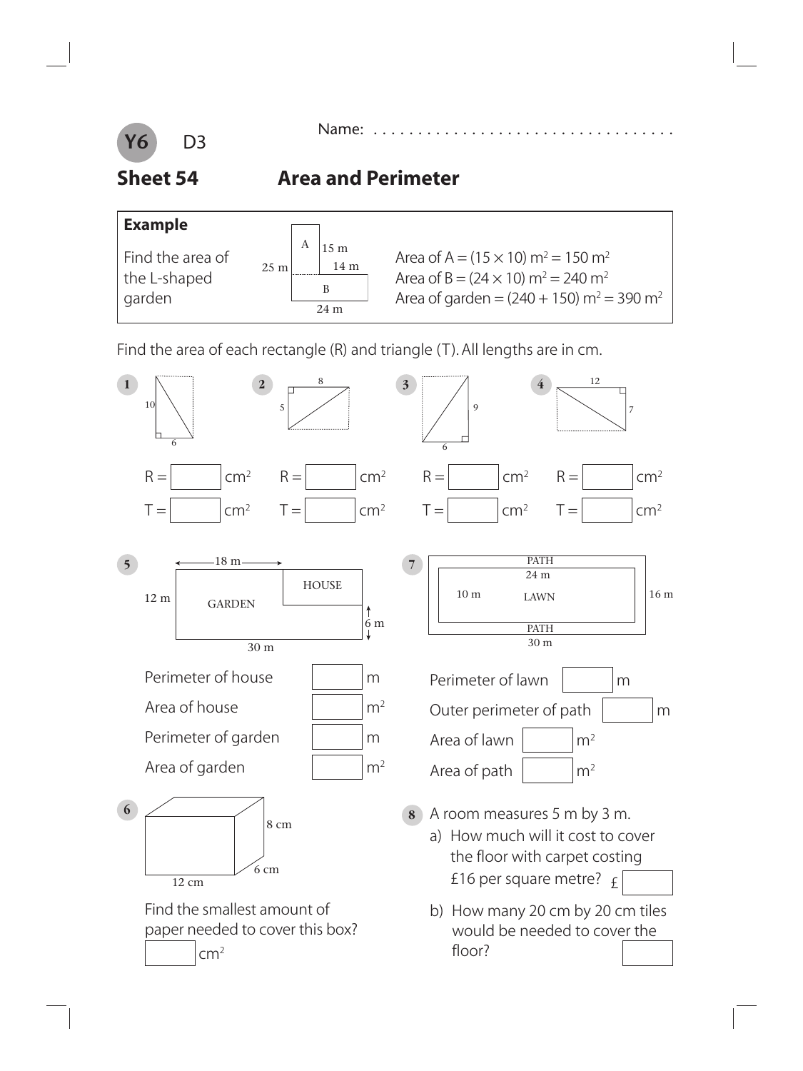**Y6** D3

Name: ..................................

# Sheet 54 Area and Perimeter

**Example**

Find the area of the L-shaped garden

A: 15 m; 25 m; 14 m; B: 24 m

Area of A = $(15 \times 10)\ m^2 = 150\ m^2$
Area of B = $(24 \times 10)\ m^2 = 240\ m^2$
Area of garden = $(240 + 150)\ m^2 = 390\ m^2$

Find the area of each rectangle (R) and triangle (T). All lengths are in cm.

**1** (10, 6)

R = ☐ $cm^2$
T = ☐ $cm^2$

**2** (8, 5)

R = ☐ $cm^2$
T = ☐ $cm^2$

**3** (9, 6)

R = ☐ $cm^2$
T = ☐ $cm^2$

**4** (12, 7)

R = ☐ $cm^2$
T = ☐ $cm^2$

**5** GARDEN: 18 m, 12 m, 30 m; HOUSE: 6 m

Perimeter of house ☐ m
Area of house ☐ $m^2$
Perimeter of garden ☐ m
Area of garden ☐ $m^2$

**6** Box: 12 cm, 8 cm, 6 cm

Find the smallest amount of paper needed to cover this box?
☐ $cm^2$

**7** LAWN: 24 m, 10 m; PATH: 30 m, 16 m

Perimeter of lawn ☐ m
Outer perimeter of path ☐ m
Area of lawn ☐ $m^2$
Area of path ☐ $m^2$

**8** A room measures 5 m by 3 m.

a) How much will it cost to cover the floor with carpet costing £16 per square metre? £ ☐

b) How many 20 cm by 20 cm tiles would be needed to cover the floor? ☐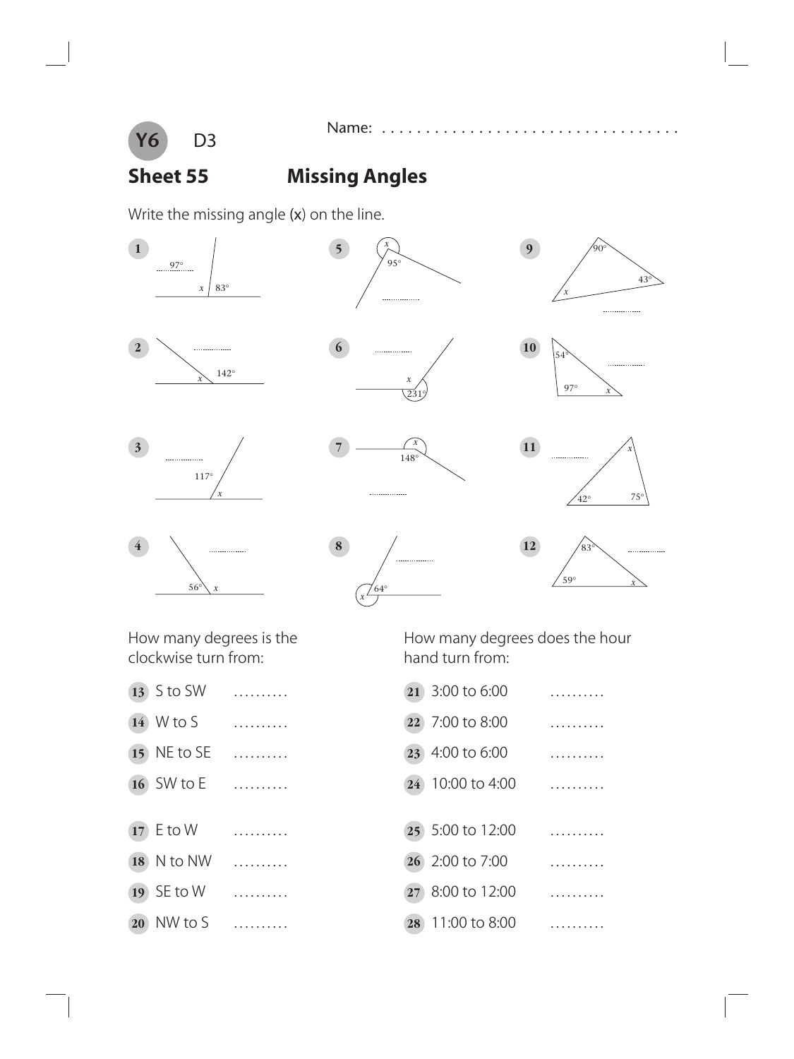**Y6** D3

Name: ..................................

## Sheet 55 Missing Angles

Write the missing angle (x) on the line.

**1** 97° ........ $x$ 83°

**2** ........ $x$ 142°

**3** ........ 117° $x$

**4** ........ 56° $x$

**5** $x$ 95° ........

**6** ........ $x$ 231°

**7** $x$ 148° ........

**8** ........ $x$ 64°

**9** 90° 43° $x$ ........

**10** 54° 97° $x$ ........

**11** ........ $x$ 42° 75°

**12** 83° 59° $x$ ........

How many degrees is the clockwise turn from:

13. S to SW ..........
14. W to S ..........
15. NE to SE ..........
16. SW to E ..........
17. E to W ..........
18. N to NW ..........
19. SE to W ..........
20. NW to S ..........

How many degrees does the hour hand turn from:

21. 3:00 to 6:00 ..........
22. 7:00 to 8:00 ..........
23. 4:00 to 6:00 ..........
24. 10:00 to 4:00 ..........
25. 5:00 to 12:00 ..........
26. 2:00 to 7:00 ..........
27. 8:00 to 12:00 ..........
28. 11:00 to 8:00 ..........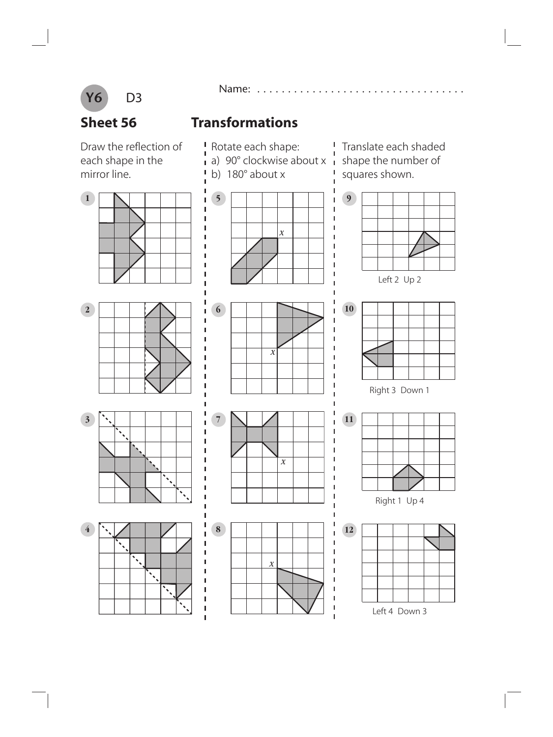**Y6** D3

Name: ..................................

## Sheet 56 Transformations

Draw the reflection of each shape in the mirror line.

**1**

**2**

**3**

**4**

Rotate each shape:
a) 90° clockwise about $x$
b) 180° about $x$

**5**

$x$

**6**

$x$

**7**

$x$

**8**

$x$

Translate each shaded shape the number of squares shown.

**9**

Left 2 Up 2

**10**

Right 3 Down 1

**11**

Right 1 Up 4

**12**

Left 4 Down 3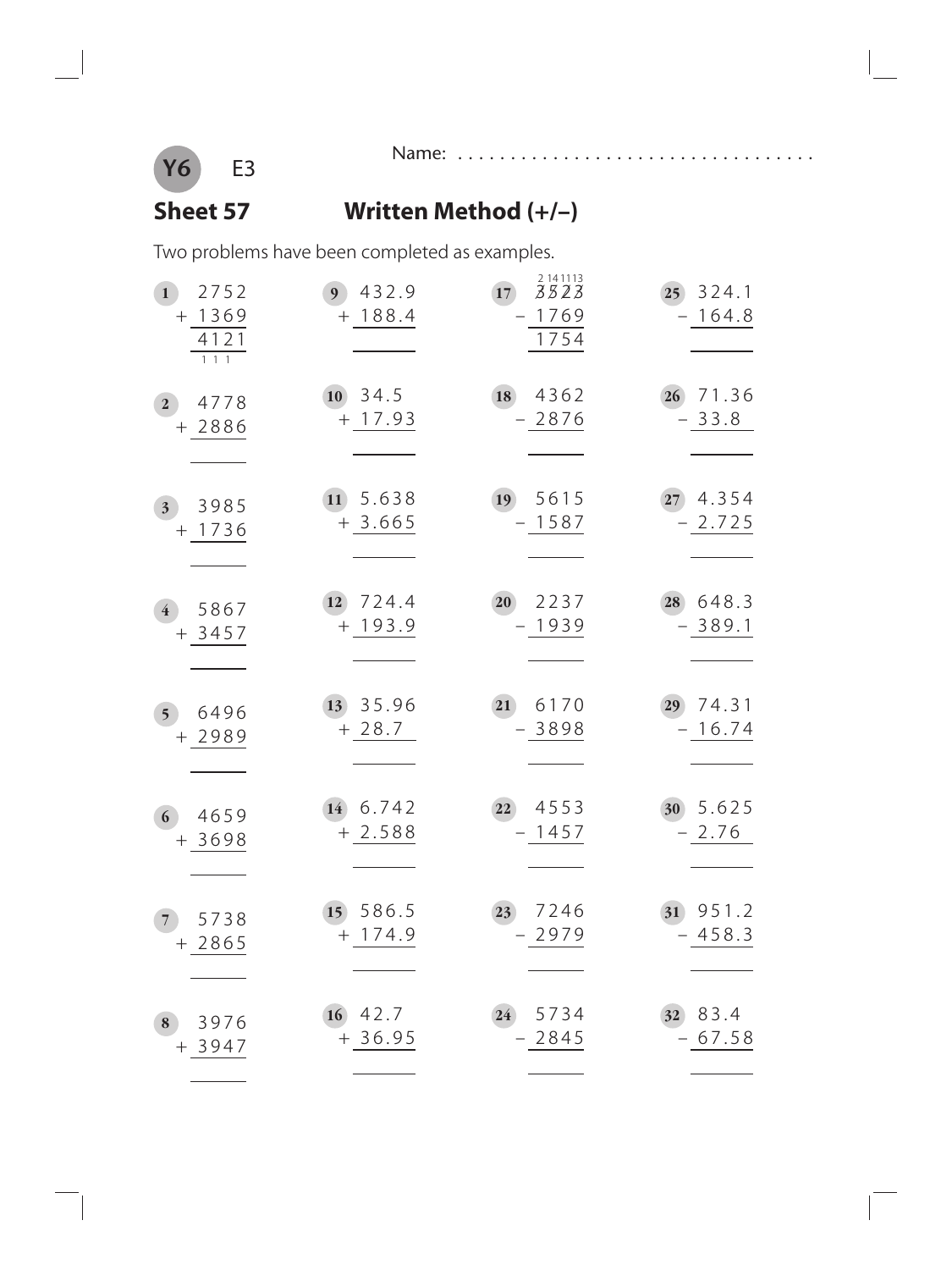**Y6** E3

Name: ..................................

## Sheet 57 Written Method (+/−)

Two problems have been completed as examples.

**1**
```
  2752
+ 1369
  4121
  1 1 1
```

**2**
```
  4778
+ 2886
```

**3**
```
  3985
+ 1736
```

**4**
```
  5867
+ 3457
```

**5**
```
  6496
+ 2989
```

**6**
```
  4659
+ 3698
```

**7**
```
  5738
+ 2865
```

**8**
```
  3976
+ 3947
```

**9**
```
  432.9
+ 188.4
```

**10**
```
  34.5
+ 17.93
```

**11**
```
  5.638
+ 3.665
```

**12**
```
  724.4
+ 193.9
```

**13**
```
  35.96
+ 28.7
```

**14**
```
  6.742
+ 2.588
```

**15**
```
  586.5
+ 174.9
```

**16**
```
  42.7
+ 36.95
```

**17**
```
  2 14 11 13
  3523
− 1769
  1754
```

**18**
```
  4362
− 2876
```

**19**
```
  5615
− 1587
```

**20**
```
  2237
− 1939
```

**21**
```
  6170
− 3898
```

**22**
```
  4553
− 1457
```

**23**
```
  7246
− 2979
```

**24**
```
  5734
− 2845
```

**25**
```
  324.1
− 164.8
```

**26**
```
  71.36
− 33.8
```

**27**
```
  4.354
− 2.725
```

**28**
```
  648.3
− 389.1
```

**29**
```
  74.31
− 16.74
```

**30**
```
  5.625
− 2.76
```

**31**
```
  951.2
− 458.3
```

**32**
```
  83.4
− 67.58
```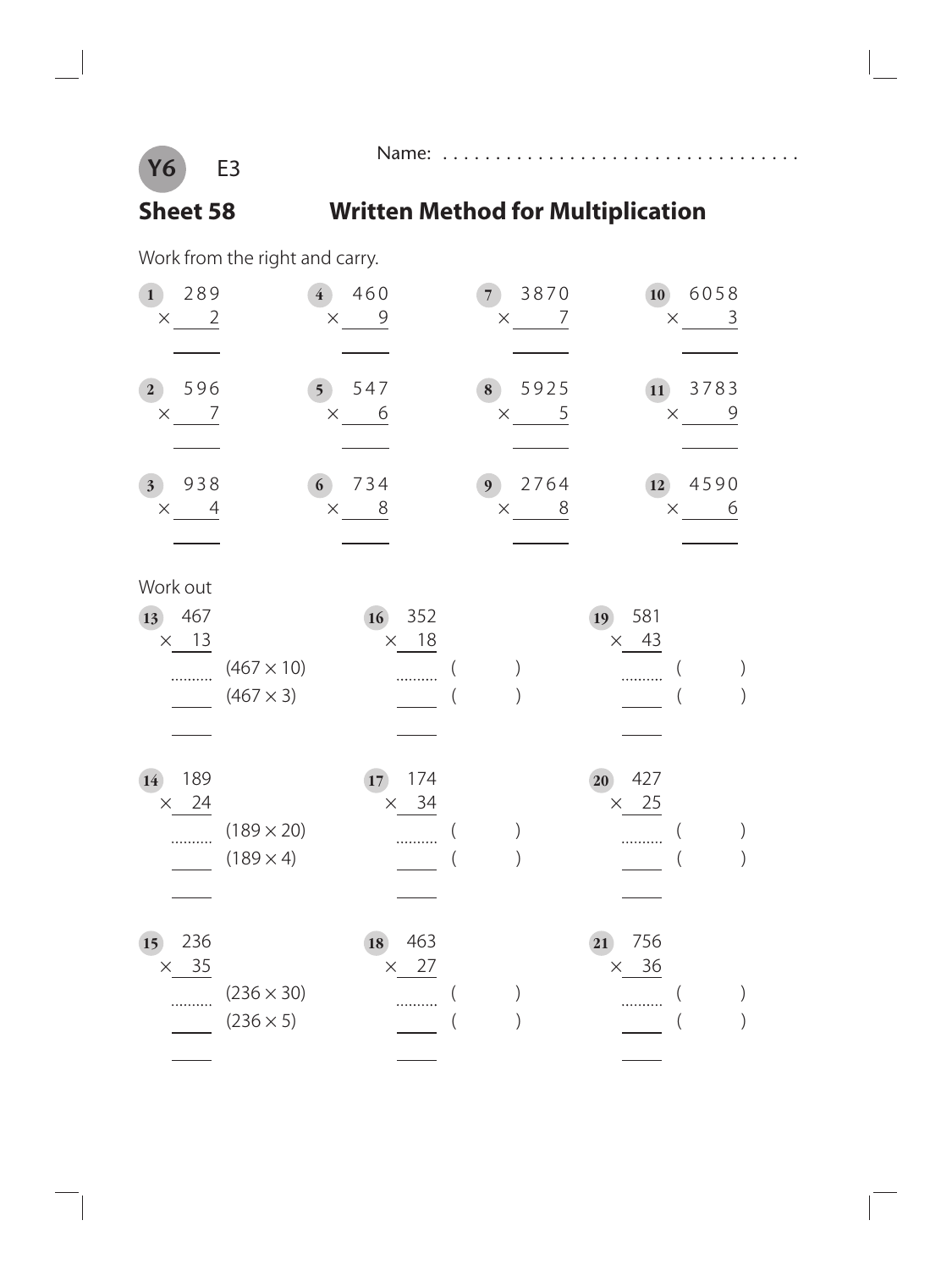**Y6** E3

Name: ..................................

## Sheet 58 Written Method for Multiplication

Work from the right and carry.

**1**
$$\begin{array}{r} 289 \\ \times \quad 2 \\ \hline \\ \hline \end{array}$$

**2**
$$\begin{array}{r} 596 \\ \times \quad 7 \\ \hline \\ \hline \end{array}$$

**3**
$$\begin{array}{r} 938 \\ \times \quad 4 \\ \hline \\ \hline \end{array}$$

**4**
$$\begin{array}{r} 460 \\ \times \quad 9 \\ \hline \\ \hline \end{array}$$

**5**
$$\begin{array}{r} 547 \\ \times \quad 6 \\ \hline \\ \hline \end{array}$$

**6**
$$\begin{array}{r} 734 \\ \times \quad 8 \\ \hline \\ \hline \end{array}$$

**7**
$$\begin{array}{r} 3870 \\ \times \quad 7 \\ \hline \\ \hline \end{array}$$

**8**
$$\begin{array}{r} 5925 \\ \times \quad 5 \\ \hline \\ \hline \end{array}$$

**9**
$$\begin{array}{r} 2764 \\ \times \quad 8 \\ \hline \\ \hline \end{array}$$

**10**
$$\begin{array}{r} 6058 \\ \times \quad 3 \\ \hline \\ \hline \end{array}$$

**11**
$$\begin{array}{r} 3783 \\ \times \quad 9 \\ \hline \\ \hline \end{array}$$

**12**
$$\begin{array}{r} 4590 \\ \times \quad 6 \\ \hline \\ \hline \end{array}$$

Work out

**13**
$$\begin{array}{rl} 467 & \\ \times \quad 13 & \\ \hline \ldots\ldots & (467 \times 10) \\ \_\_\_ & (467 \times 3) \\ \hline & \end{array}$$

**14**
$$\begin{array}{rl} 189 & \\ \times \quad 24 & \\ \hline \ldots\ldots & (189 \times 20) \\ \_\_\_ & (189 \times 4) \\ \hline & \end{array}$$

**15**
$$\begin{array}{rl} 236 & \\ \times \quad 35 & \\ \hline \ldots\ldots & (236 \times 30) \\ \_\_\_ & (236 \times 5) \\ \hline & \end{array}$$

**16**
$$\begin{array}{rl} 352 & \\ \times \quad 18 & \\ \hline \ldots\ldots & (\qquad) \\ \_\_\_ & (\qquad) \\ \hline & \end{array}$$

**17**
$$\begin{array}{rl} 174 & \\ \times \quad 34 & \\ \hline \ldots\ldots & (\qquad) \\ \_\_\_ & (\qquad) \\ \hline & \end{array}$$

**18**
$$\begin{array}{rl} 463 & \\ \times \quad 27 & \\ \hline \ldots\ldots & (\qquad) \\ \_\_\_ & (\qquad) \\ \hline & \end{array}$$

**19**
$$\begin{array}{rl} 581 & \\ \times \quad 43 & \\ \hline \ldots\ldots & (\qquad) \\ \_\_\_ & (\qquad) \\ \hline & \end{array}$$

**20**
$$\begin{array}{rl} 427 & \\ \times \quad 25 & \\ \hline \ldots\ldots & (\qquad) \\ \_\_\_ & (\qquad) \\ \hline & \end{array}$$

**21**
$$\begin{array}{rl} 756 & \\ \times \quad 36 & \\ \hline \ldots\ldots & (\qquad) \\ \_\_\_ & (\qquad) \\ \hline & \end{array}$$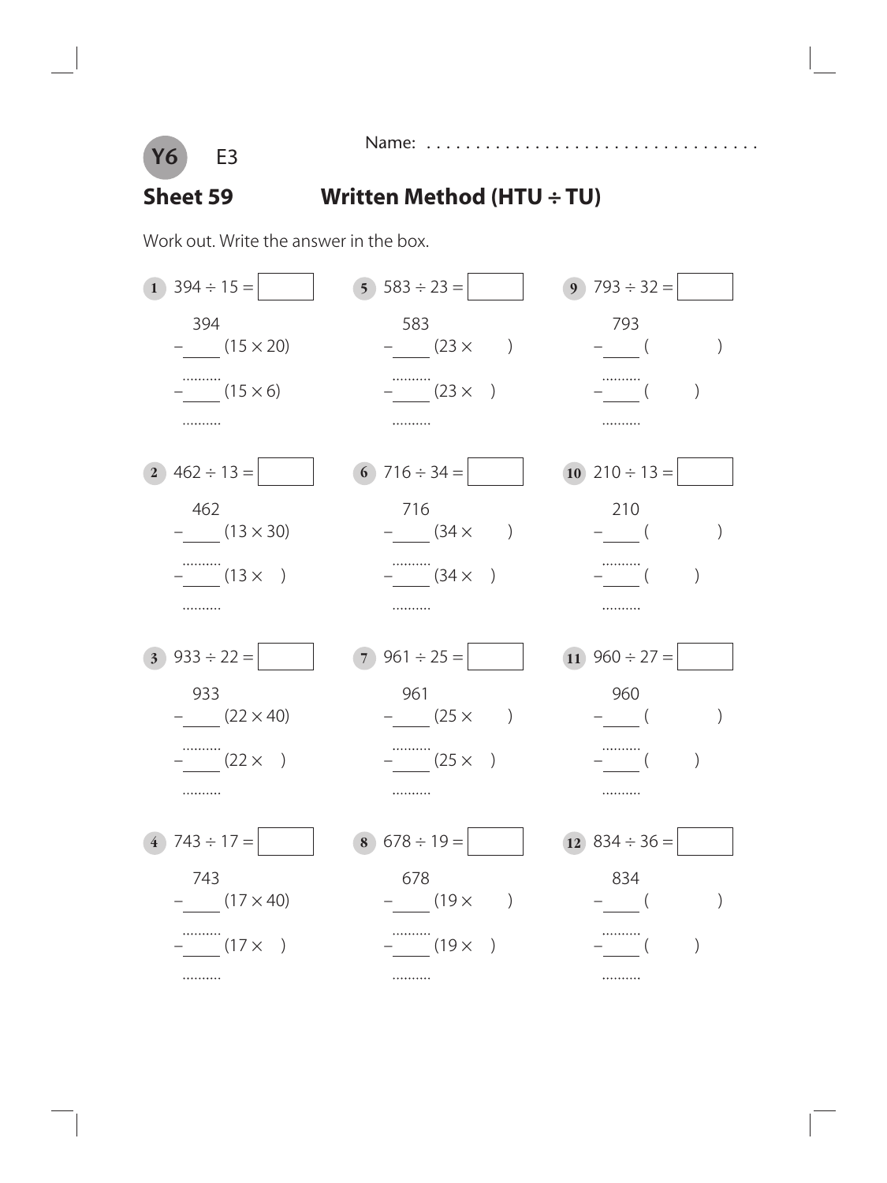**Y6** E3

Name: . . . . . . . . . . . . . . . . . . . . . . . . . . . . . . . . .

## Sheet 59 Written Method (HTU ÷ TU)

Work out. Write the answer in the box.

**1** $394 \div 15 =$ ☐

```
  394
– ____ (15 × 20)
  ..........
– ____ (15 × 6)
  ..........
```

**2** $462 \div 13 =$ ☐

```
  462
– ____ (13 × 30)
  ..........
– ____ (13 ×   )
  ..........
```

**3** $933 \div 22 =$ ☐

```
  933
– ____ (22 × 40)
  ..........
– ____ (22 ×   )
  ..........
```

**4** $743 \div 17 =$ ☐

```
  743
– ____ (17 × 40)
  ..........
– ____ (17 ×   )
  ..........
```

**5** $583 \div 23 =$ ☐

```
  583
– ____ (23 ×      )
  ..........
– ____ (23 ×   )
  ..........
```

**6** $716 \div 34 =$ ☐

```
  716
– ____ (34 ×      )
  ..........
– ____ (34 ×   )
  ..........
```

**7** $961 \div 25 =$ ☐

```
  961
– ____ (25 ×      )
  ..........
– ____ (25 ×   )
  ..........
```

**8** $678 \div 19 =$ ☐

```
  678
– ____ (19 ×      )
  ..........
– ____ (19 ×   )
  ..........
```

**9** $793 \div 32 =$ ☐

```
  793
– ____ (          )
  ..........
– ____ (       )
  ..........
```

**10** $210 \div 13 =$ ☐

```
  210
– ____ (          )
  ..........
– ____ (       )
  ..........
```

**11** $960 \div 27 =$ ☐

```
  960
– ____ (          )
  ..........
– ____ (       )
  ..........
```

**12** $834 \div 36 =$ ☐

```
  834
– ____ (          )
  ..........
– ____ (       )
  ..........
```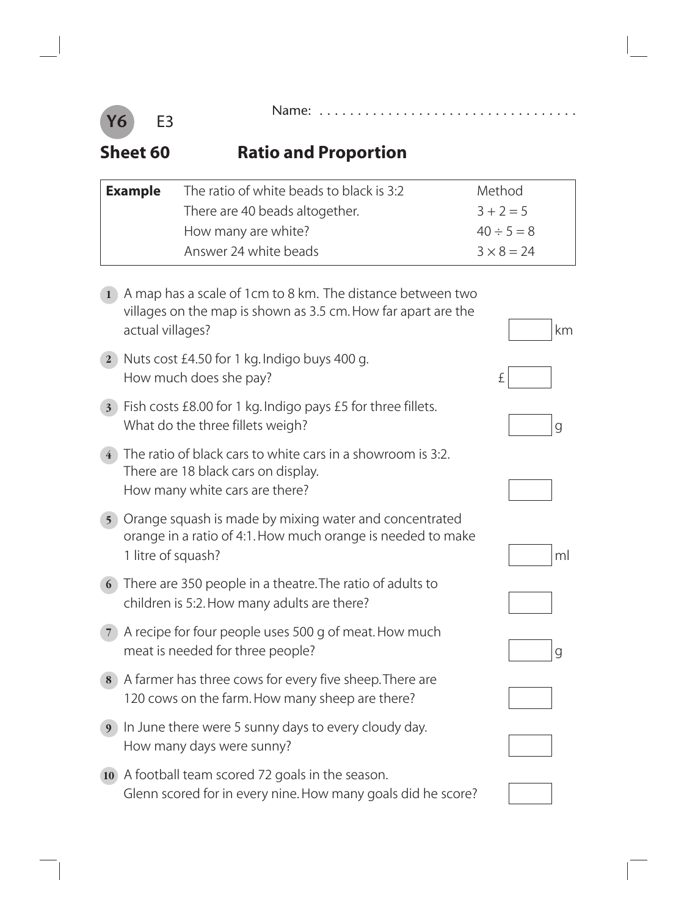**Y6** E3

Name: ..................................

# Sheet 60 Ratio and Proportion

| | | |
|---|---|---|
| **Example** | The ratio of white beads to black is 3:2 | Method |
| | There are 40 beads altogether. | $3 + 2 = 5$ |
| | How many are white? | $40 \div 5 = 8$ |
| | Answer 24 white beads | $3 \times 8 = 24$ |

1. A map has a scale of 1cm to 8 km. The distance between two villages on the map is shown as 3.5 cm. How far apart are the actual villages? [ ] km

2. Nuts cost £4.50 for 1 kg. Indigo buys 400 g. How much does she pay? £ [ ]

3. Fish costs £8.00 for 1 kg. Indigo pays £5 for three fillets. What do the three fillets weigh? [ ] g

4. The ratio of black cars to white cars in a showroom is 3:2. There are 18 black cars on display. How many white cars are there? [ ]

5. Orange squash is made by mixing water and concentrated orange in a ratio of 4:1. How much orange is needed to make 1 litre of squash? [ ] ml

6. There are 350 people in a theatre. The ratio of adults to children is 5:2. How many adults are there? [ ]

7. A recipe for four people uses 500 g of meat. How much meat is needed for three people? [ ] g

8. A farmer has three cows for every five sheep. There are 120 cows on the farm. How many sheep are there? [ ]

9. In June there were 5 sunny days to every cloudy day. How many days were sunny? [ ]

10. A football team scored 72 goals in the season. Glenn scored for in every nine. How many goals did he score? [ ]